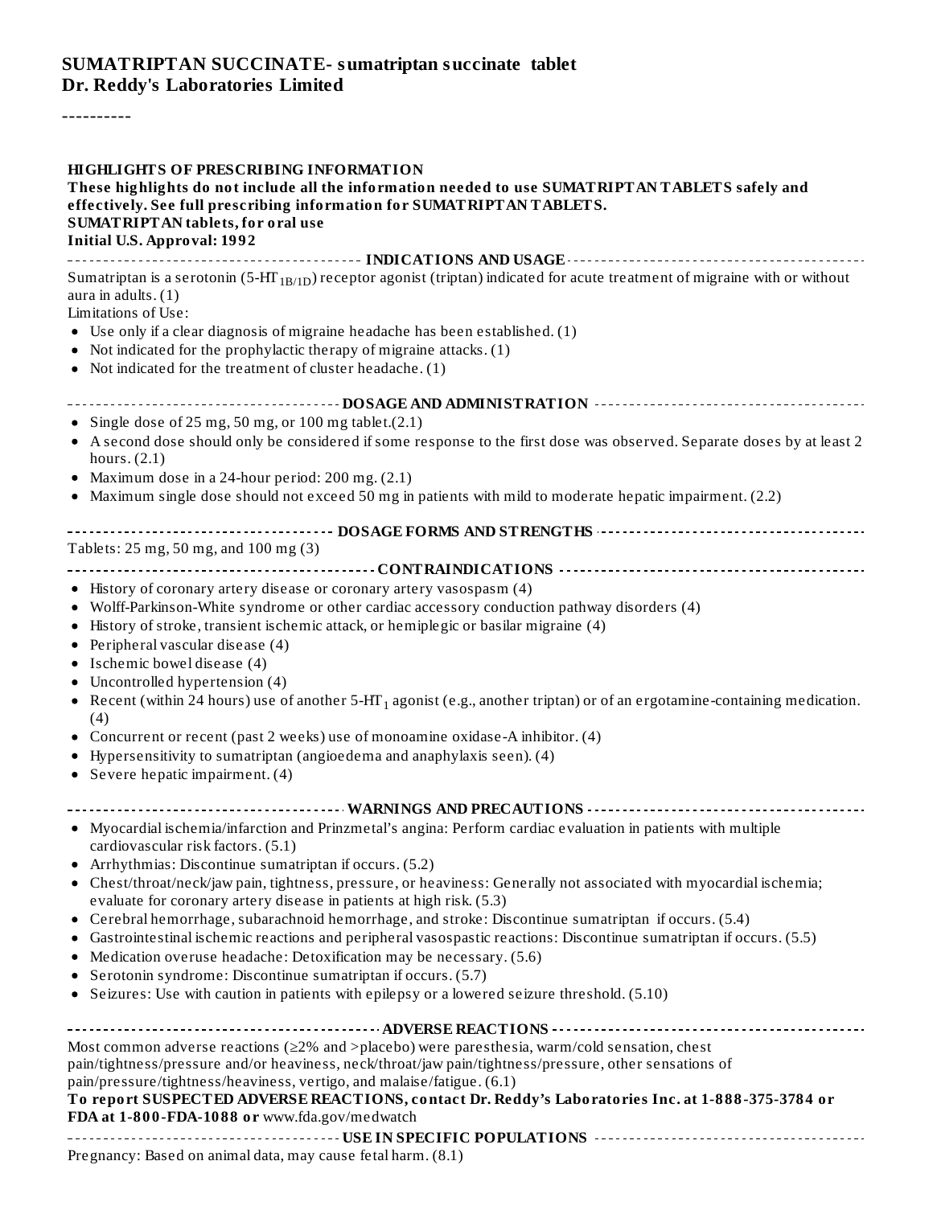# SUMATRIPTAN SUCCINATE- sumatriptan succinate tablet
## Dr. Reddy's Laboratories Limited

----------

**HIGHLIGHTS OF PRESCRIBING INFORMATION**
**These highlights do not include all the information needed to use SUMATRIPTAN TABLETS safely and effectively. See full prescribing information for SUMATRIPTAN TABLETS.**
**SUMATRIPTAN tablets, for oral use**
**Initial U.S. Approval: 1992**

**INDICATIONS AND USAGE**

Sumatriptan is a serotonin (5-HT$_{1B/1D}$) receptor agonist (triptan) indicated for acute treatment of migraine with or without aura in adults. (1)

Limitations of Use:

- Use only if a clear diagnosis of migraine headache has been established. (1)
- Not indicated for the prophylactic therapy of migraine attacks. (1)
- Not indicated for the treatment of cluster headache. (1)

**DOSAGE AND ADMINISTRATION**

- Single dose of 25 mg, 50 mg, or 100 mg tablet.(2.1)
- A second dose should only be considered if some response to the first dose was observed. Separate doses by at least 2 hours. (2.1)
- Maximum dose in a 24-hour period: 200 mg. (2.1)
- Maximum single dose should not exceed 50 mg in patients with mild to moderate hepatic impairment. (2.2)

**DOSAGE FORMS AND STRENGTHS**

Tablets: 25 mg, 50 mg, and 100 mg (3)

**CONTRAINDICATIONS**

- History of coronary artery disease or coronary artery vasospasm (4)
- Wolff-Parkinson-White syndrome or other cardiac accessory conduction pathway disorders (4)
- History of stroke, transient ischemic attack, or hemiplegic or basilar migraine (4)
- Peripheral vascular disease (4)
- Ischemic bowel disease (4)
- Uncontrolled hypertension (4)
- Recent (within 24 hours) use of another 5-HT$_1$ agonist (e.g., another triptan) or of an ergotamine-containing medication. (4)
- Concurrent or recent (past 2 weeks) use of monoamine oxidase-A inhibitor. (4)
- Hypersensitivity to sumatriptan (angioedema and anaphylaxis seen). (4)
- Severe hepatic impairment. (4)

**WARNINGS AND PRECAUTIONS**

- Myocardial ischemia/infarction and Prinzmetal's angina: Perform cardiac evaluation in patients with multiple cardiovascular risk factors. (5.1)
- Arrhythmias: Discontinue sumatriptan if occurs. (5.2)
- Chest/throat/neck/jaw pain, tightness, pressure, or heaviness: Generally not associated with myocardial ischemia; evaluate for coronary artery disease in patients at high risk. (5.3)
- Cerebral hemorrhage, subarachnoid hemorrhage, and stroke: Discontinue sumatriptan if occurs. (5.4)
- Gastrointestinal ischemic reactions and peripheral vasospastic reactions: Discontinue sumatriptan if occurs. (5.5)
- Medication overuse headache: Detoxification may be necessary. (5.6)
- Serotonin syndrome: Discontinue sumatriptan if occurs. (5.7)
- Seizures: Use with caution in patients with epilepsy or a lowered seizure threshold. (5.10)

**ADVERSE REACTIONS**

Most common adverse reactions (≥2% and >placebo) were paresthesia, warm/cold sensation, chest pain/tightness/pressure and/or heaviness, neck/throat/jaw pain/tightness/pressure, other sensations of pain/pressure/tightness/heaviness, vertigo, and malaise/fatigue. (6.1)

**To report SUSPECTED ADVERSE REACTIONS, contact Dr. Reddy's Laboratories Inc. at 1-888-375-3784 or FDA at 1-800-FDA-1088 or** www.fda.gov/medwatch

**USE IN SPECIFIC POPULATIONS**

Pregnancy: Based on animal data, may cause fetal harm. (8.1)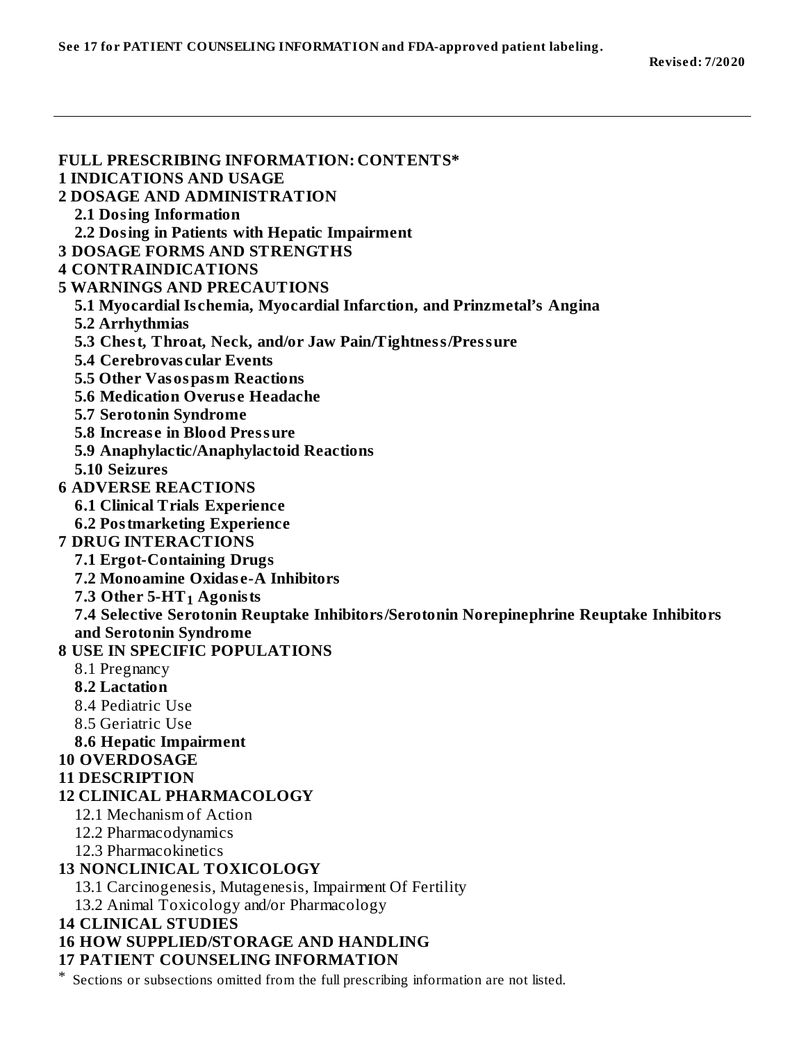**See 17 for PATIENT COUNSELING INFORMATION and FDA-approved patient labeling.**

**Revised: 7/2020**

---

**FULL PRESCRIBING INFORMATION: CONTENTS***

**1 INDICATIONS AND USAGE**

**2 DOSAGE AND ADMINISTRATION**

- **2.1 Dosing Information**
- **2.2 Dosing in Patients with Hepatic Impairment**

**3 DOSAGE FORMS AND STRENGTHS**

**4 CONTRAINDICATIONS**

**5 WARNINGS AND PRECAUTIONS**

- **5.1 Myocardial Ischemia, Myocardial Infarction, and Prinzmetal's Angina**
- **5.2 Arrhythmias**
- **5.3 Chest, Throat, Neck, and/or Jaw Pain/Tightness/Pressure**
- **5.4 Cerebrovascular Events**
- **5.5 Other Vasospasm Reactions**
- **5.6 Medication Overuse Headache**
- **5.7 Serotonin Syndrome**
- **5.8 Increase in Blood Pressure**
- **5.9 Anaphylactic/Anaphylactoid Reactions**
- **5.10 Seizures**

**6 ADVERSE REACTIONS**

- **6.1 Clinical Trials Experience**
- **6.2 Postmarketing Experience**

**7 DRUG INTERACTIONS**

- **7.1 Ergot-Containing Drugs**
- **7.2 Monoamine Oxidase-A Inhibitors**
- **7.3 Other 5-$HT_1$ Agonists**
- **7.4 Selective Serotonin Reuptake Inhibitors/Serotonin Norepinephrine Reuptake Inhibitors and Serotonin Syndrome**

**8 USE IN SPECIFIC POPULATIONS**

- 8.1 Pregnancy
- **8.2 Lactation**
- 8.4 Pediatric Use
- 8.5 Geriatric Use
- **8.6 Hepatic Impairment**

**10 OVERDOSAGE**

**11 DESCRIPTION**

**12 CLINICAL PHARMACOLOGY**

- 12.1 Mechanism of Action
- 12.2 Pharmacodynamics
- 12.3 Pharmacokinetics

**13 NONCLINICAL TOXICOLOGY**

- 13.1 Carcinogenesis, Mutagenesis, Impairment Of Fertility
- 13.2 Animal Toxicology and/or Pharmacology

**14 CLINICAL STUDIES**

**16 HOW SUPPLIED/STORAGE AND HANDLING**

**17 PATIENT COUNSELING INFORMATION**

\* Sections or subsections omitted from the full prescribing information are not listed.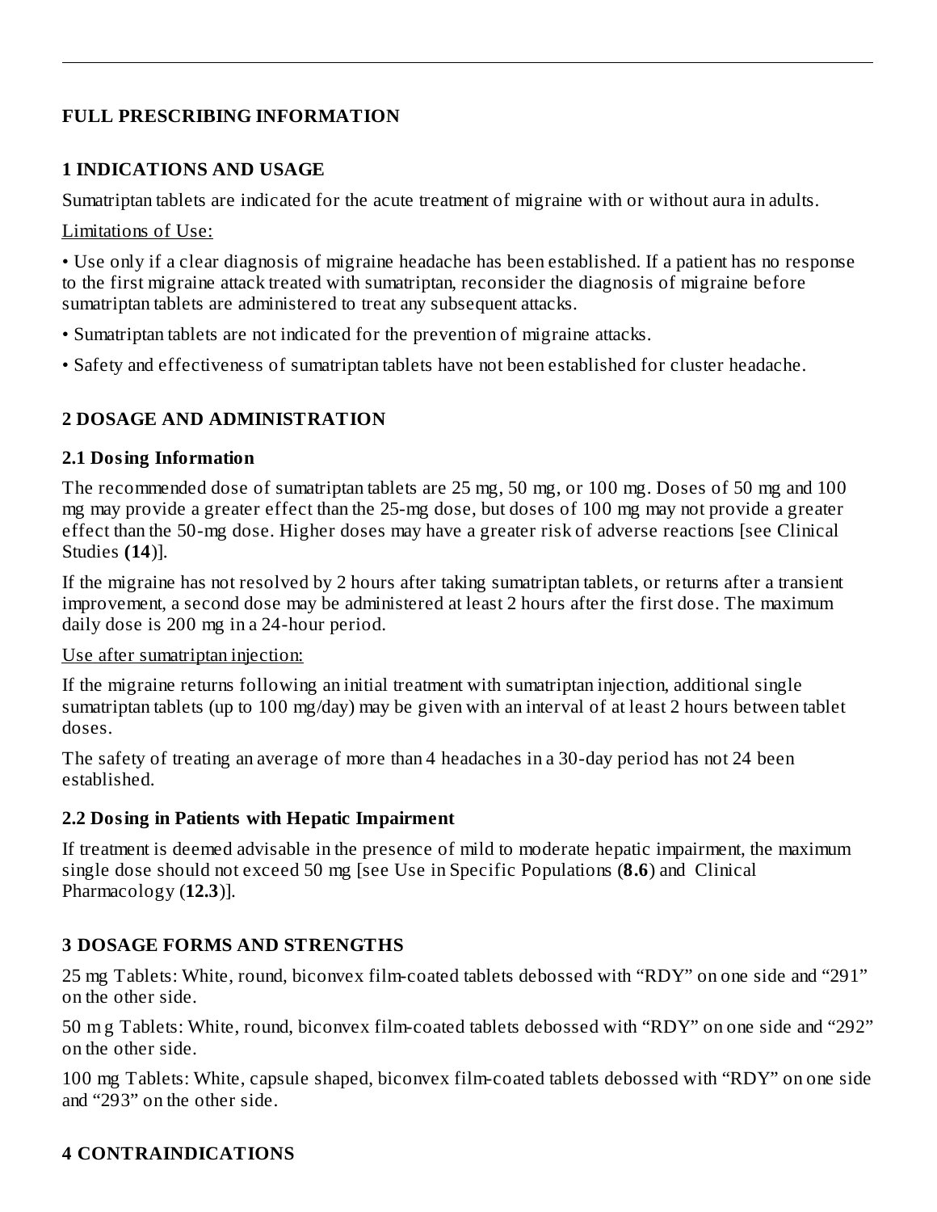# FULL PRESCRIBING INFORMATION

## 1 INDICATIONS AND USAGE

Sumatriptan tablets are indicated for the acute treatment of migraine with or without aura in adults.

Limitations of Use:

• Use only if a clear diagnosis of migraine headache has been established. If a patient has no response to the first migraine attack treated with sumatriptan, reconsider the diagnosis of migraine before sumatriptan tablets are administered to treat any subsequent attacks.

• Sumatriptan tablets are not indicated for the prevention of migraine attacks.

• Safety and effectiveness of sumatriptan tablets have not been established for cluster headache.

## 2 DOSAGE AND ADMINISTRATION

### 2.1 Dosing Information

The recommended dose of sumatriptan tablets are 25 mg, 50 mg, or 100 mg. Doses of 50 mg and 100 mg may provide a greater effect than the 25-mg dose, but doses of 100 mg may not provide a greater effect than the 50-mg dose. Higher doses may have a greater risk of adverse reactions [see Clinical Studies **(14)**].

If the migraine has not resolved by 2 hours after taking sumatriptan tablets, or returns after a transient improvement, a second dose may be administered at least 2 hours after the first dose. The maximum daily dose is 200 mg in a 24-hour period.

Use after sumatriptan injection:

If the migraine returns following an initial treatment with sumatriptan injection, additional single sumatriptan tablets (up to 100 mg/day) may be given with an interval of at least 2 hours between tablet doses.

The safety of treating an average of more than 4 headaches in a 30-day period has not 24 been established.

### 2.2 Dosing in Patients with Hepatic Impairment

If treatment is deemed advisable in the presence of mild to moderate hepatic impairment, the maximum single dose should not exceed 50 mg [see Use in Specific Populations (**8.6**) and Clinical Pharmacology (**12.3**)].

## 3 DOSAGE FORMS AND STRENGTHS

25 mg Tablets: White, round, biconvex film-coated tablets debossed with "RDY" on one side and "291" on the other side.

50 mg Tablets: White, round, biconvex film-coated tablets debossed with "RDY" on one side and "292" on the other side.

100 mg Tablets: White, capsule shaped, biconvex film-coated tablets debossed with "RDY" on one side and "293" on the other side.

## 4 CONTRAINDICATIONS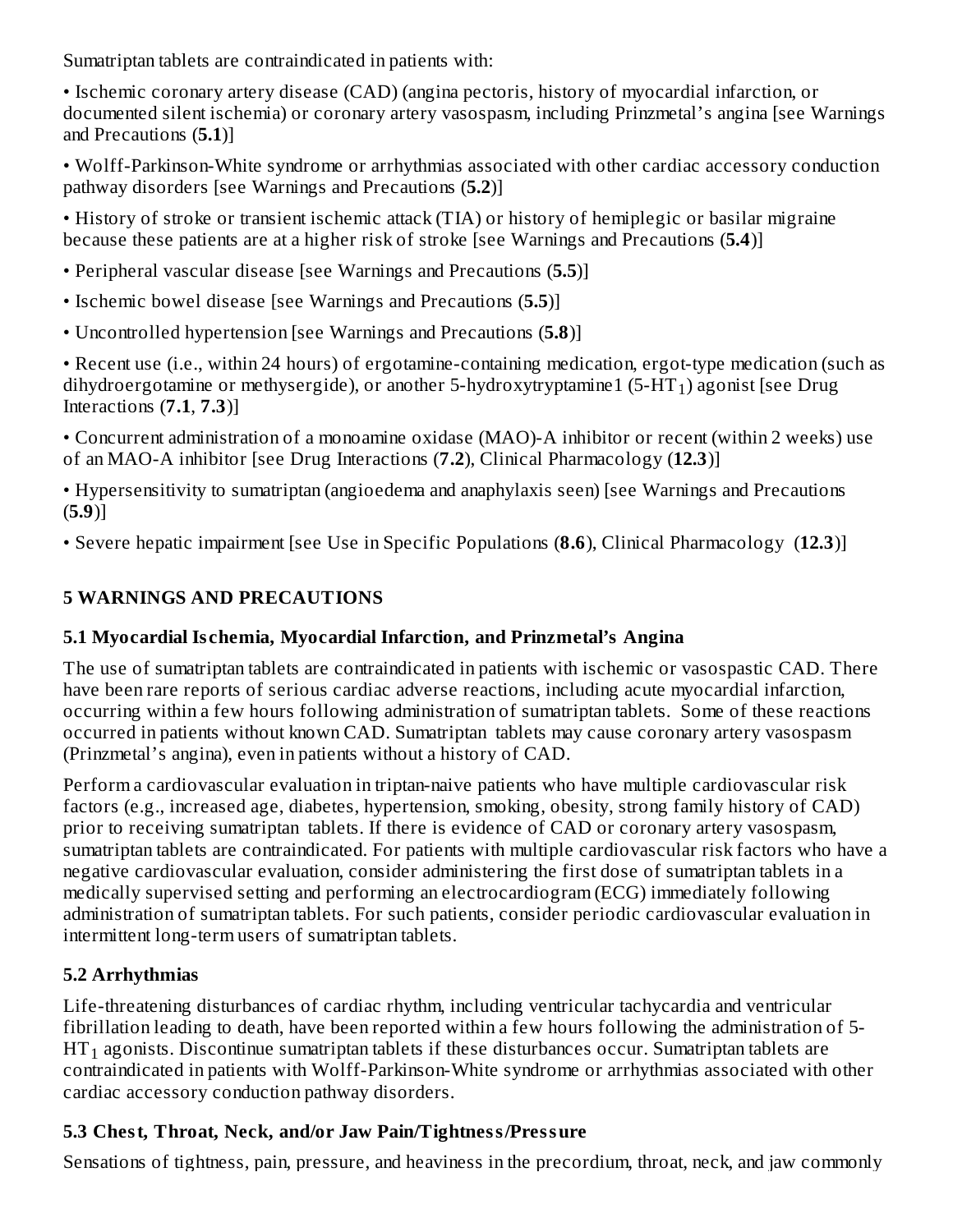Sumatriptan tablets are contraindicated in patients with:

- Ischemic coronary artery disease (CAD) (angina pectoris, history of myocardial infarction, or documented silent ischemia) or coronary artery vasospasm, including Prinzmetal's angina [see Warnings and Precautions (**5.1**)]
- Wolff-Parkinson-White syndrome or arrhythmias associated with other cardiac accessory conduction pathway disorders [see Warnings and Precautions (**5.2**)]
- History of stroke or transient ischemic attack (TIA) or history of hemiplegic or basilar migraine because these patients are at a higher risk of stroke [see Warnings and Precautions (**5.4**)]
- Peripheral vascular disease [see Warnings and Precautions (**5.5**)]
- Ischemic bowel disease [see Warnings and Precautions (**5.5**)]
- Uncontrolled hypertension [see Warnings and Precautions (**5.8**)]
- Recent use (i.e., within 24 hours) of ergotamine-containing medication, ergot-type medication (such as dihydroergotamine or methysergide), or another 5-hydroxytryptamine1 ($5\text{-}HT_1$) agonist [see Drug Interactions (**7.1**, **7.3**)]
- Concurrent administration of a monoamine oxidase (MAO)-A inhibitor or recent (within 2 weeks) use of an MAO-A inhibitor [see Drug Interactions (**7.2**), Clinical Pharmacology (**12.3**)]
- Hypersensitivity to sumatriptan (angioedema and anaphylaxis seen) [see Warnings and Precautions (**5.9**)]
- Severe hepatic impairment [see Use in Specific Populations (**8.6**), Clinical Pharmacology (**12.3**)]

## 5 WARNINGS AND PRECAUTIONS

### 5.1 Myocardial Ischemia, Myocardial Infarction, and Prinzmetal's Angina

The use of sumatriptan tablets are contraindicated in patients with ischemic or vasospastic CAD. There have been rare reports of serious cardiac adverse reactions, including acute myocardial infarction, occurring within a few hours following administration of sumatriptan tablets. Some of these reactions occurred in patients without known CAD. Sumatriptan tablets may cause coronary artery vasospasm (Prinzmetal's angina), even in patients without a history of CAD.

Perform a cardiovascular evaluation in triptan-naive patients who have multiple cardiovascular risk factors (e.g., increased age, diabetes, hypertension, smoking, obesity, strong family history of CAD) prior to receiving sumatriptan tablets. If there is evidence of CAD or coronary artery vasospasm, sumatriptan tablets are contraindicated. For patients with multiple cardiovascular risk factors who have a negative cardiovascular evaluation, consider administering the first dose of sumatriptan tablets in a medically supervised setting and performing an electrocardiogram (ECG) immediately following administration of sumatriptan tablets. For such patients, consider periodic cardiovascular evaluation in intermittent long-term users of sumatriptan tablets.

### 5.2 Arrhythmias

Life-threatening disturbances of cardiac rhythm, including ventricular tachycardia and ventricular fibrillation leading to death, have been reported within a few hours following the administration of $5\text{-}HT_1$ agonists. Discontinue sumatriptan tablets if these disturbances occur. Sumatriptan tablets are contraindicated in patients with Wolff-Parkinson-White syndrome or arrhythmias associated with other cardiac accessory conduction pathway disorders.

### 5.3 Chest, Throat, Neck, and/or Jaw Pain/Tightness/Pressure

Sensations of tightness, pain, pressure, and heaviness in the precordium, throat, neck, and jaw commonly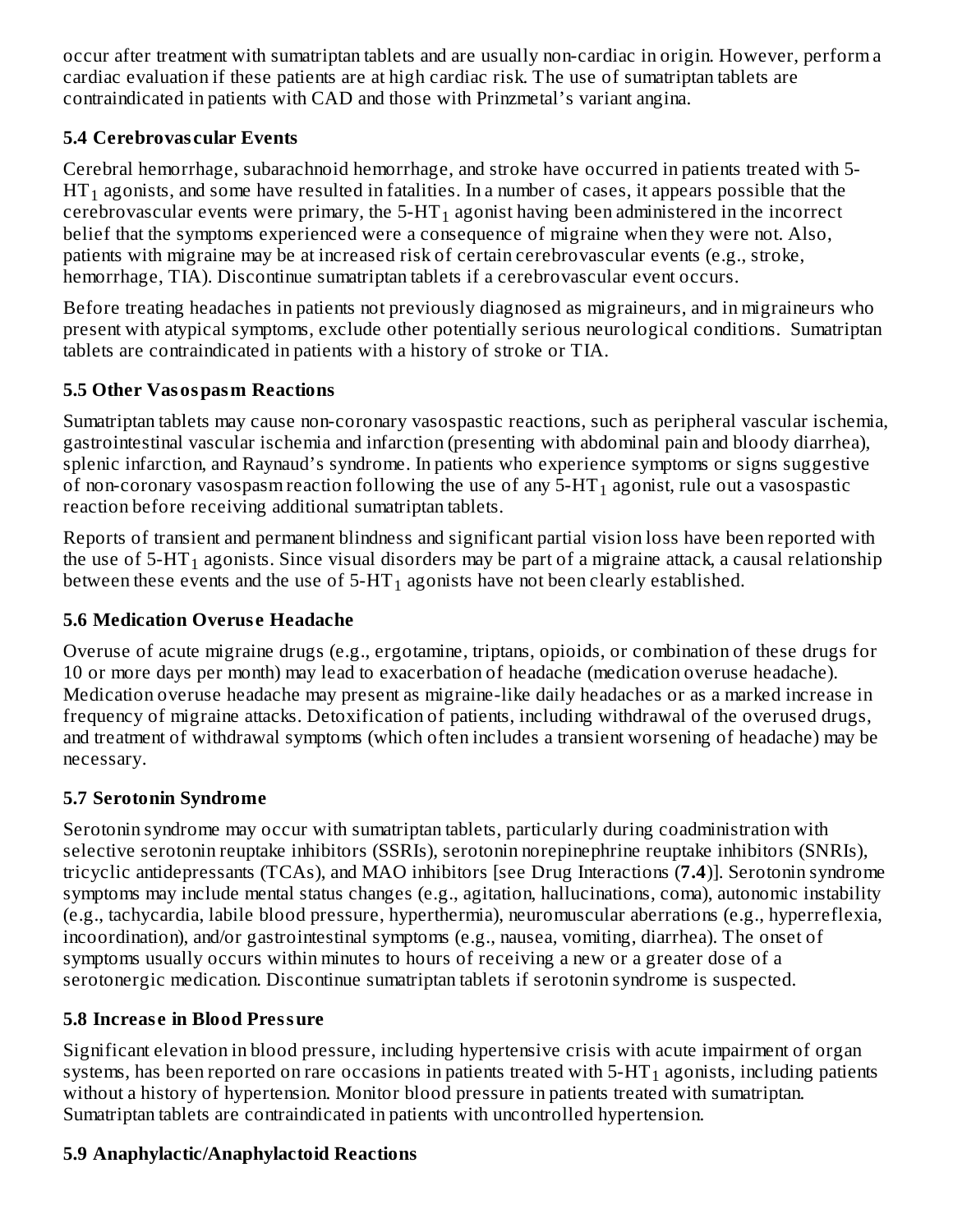occur after treatment with sumatriptan tablets and are usually non-cardiac in origin. However, perform a cardiac evaluation if these patients are at high cardiac risk. The use of sumatriptan tablets are contraindicated in patients with CAD and those with Prinzmetal's variant angina.

### 5.4 Cerebrovascular Events

Cerebral hemorrhage, subarachnoid hemorrhage, and stroke have occurred in patients treated with 5-$HT_1$ agonists, and some have resulted in fatalities. In a number of cases, it appears possible that the cerebrovascular events were primary, the 5-$HT_1$ agonist having been administered in the incorrect belief that the symptoms experienced were a consequence of migraine when they were not. Also, patients with migraine may be at increased risk of certain cerebrovascular events (e.g., stroke, hemorrhage, TIA). Discontinue sumatriptan tablets if a cerebrovascular event occurs.

Before treating headaches in patients not previously diagnosed as migraineurs, and in migraineurs who present with atypical symptoms, exclude other potentially serious neurological conditions. Sumatriptan tablets are contraindicated in patients with a history of stroke or TIA.

### 5.5 Other Vasospasm Reactions

Sumatriptan tablets may cause non-coronary vasospastic reactions, such as peripheral vascular ischemia, gastrointestinal vascular ischemia and infarction (presenting with abdominal pain and bloody diarrhea), splenic infarction, and Raynaud's syndrome. In patients who experience symptoms or signs suggestive of non-coronary vasospasm reaction following the use of any 5-$HT_1$ agonist, rule out a vasospastic reaction before receiving additional sumatriptan tablets.

Reports of transient and permanent blindness and significant partial vision loss have been reported with the use of 5-$HT_1$ agonists. Since visual disorders may be part of a migraine attack, a causal relationship between these events and the use of 5-$HT_1$ agonists have not been clearly established.

### 5.6 Medication Overuse Headache

Overuse of acute migraine drugs (e.g., ergotamine, triptans, opioids, or combination of these drugs for 10 or more days per month) may lead to exacerbation of headache (medication overuse headache). Medication overuse headache may present as migraine-like daily headaches or as a marked increase in frequency of migraine attacks. Detoxification of patients, including withdrawal of the overused drugs, and treatment of withdrawal symptoms (which often includes a transient worsening of headache) may be necessary.

### 5.7 Serotonin Syndrome

Serotonin syndrome may occur with sumatriptan tablets, particularly during coadministration with selective serotonin reuptake inhibitors (SSRIs), serotonin norepinephrine reuptake inhibitors (SNRIs), tricyclic antidepressants (TCAs), and MAO inhibitors [see Drug Interactions (**7.4**)]. Serotonin syndrome symptoms may include mental status changes (e.g., agitation, hallucinations, coma), autonomic instability (e.g., tachycardia, labile blood pressure, hyperthermia), neuromuscular aberrations (e.g., hyperreflexia, incoordination), and/or gastrointestinal symptoms (e.g., nausea, vomiting, diarrhea). The onset of symptoms usually occurs within minutes to hours of receiving a new or a greater dose of a serotonergic medication. Discontinue sumatriptan tablets if serotonin syndrome is suspected.

### 5.8 Increase in Blood Pressure

Significant elevation in blood pressure, including hypertensive crisis with acute impairment of organ systems, has been reported on rare occasions in patients treated with 5-$HT_1$ agonists, including patients without a history of hypertension. Monitor blood pressure in patients treated with sumatriptan. Sumatriptan tablets are contraindicated in patients with uncontrolled hypertension.

### 5.9 Anaphylactic/Anaphylactoid Reactions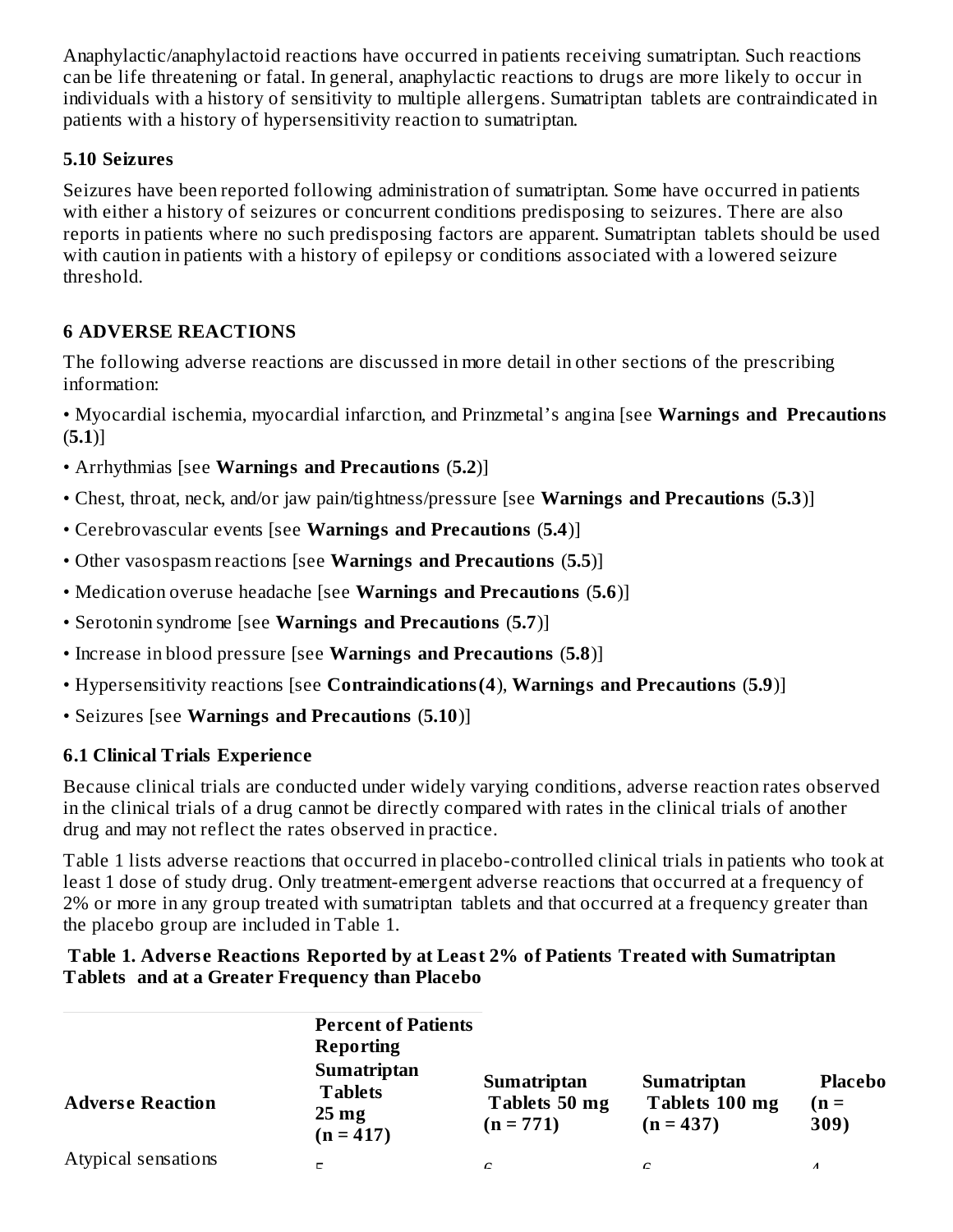Anaphylactic/anaphylactoid reactions have occurred in patients receiving sumatriptan. Such reactions can be life threatening or fatal. In general, anaphylactic reactions to drugs are more likely to occur in individuals with a history of sensitivity to multiple allergens. Sumatriptan tablets are contraindicated in patients with a history of hypersensitivity reaction to sumatriptan.

### 5.10 Seizures

Seizures have been reported following administration of sumatriptan. Some have occurred in patients with either a history of seizures or concurrent conditions predisposing to seizures. There are also reports in patients where no such predisposing factors are apparent. Sumatriptan tablets should be used with caution in patients with a history of epilepsy or conditions associated with a lowered seizure threshold.

## 6 ADVERSE REACTIONS

The following adverse reactions are discussed in more detail in other sections of the prescribing information:

- Myocardial ischemia, myocardial infarction, and Prinzmetal's angina [see **Warnings and Precautions** (**5.1**)]
- Arrhythmias [see **Warnings and Precautions** (**5.2**)]
- Chest, throat, neck, and/or jaw pain/tightness/pressure [see **Warnings and Precautions** (**5.3**)]
- Cerebrovascular events [see **Warnings and Precautions** (**5.4**)]
- Other vasospasm reactions [see **Warnings and Precautions** (**5.5**)]
- Medication overuse headache [see **Warnings and Precautions** (**5.6**)]
- Serotonin syndrome [see **Warnings and Precautions** (**5.7**)]
- Increase in blood pressure [see **Warnings and Precautions** (**5.8**)]
- Hypersensitivity reactions [see **Contraindications** (**4**), **Warnings and Precautions** (**5.9**)]
- Seizures [see **Warnings and Precautions** (**5.10**)]

### 6.1 Clinical Trials Experience

Because clinical trials are conducted under widely varying conditions, adverse reaction rates observed in the clinical trials of a drug cannot be directly compared with rates in the clinical trials of another drug and may not reflect the rates observed in practice.

Table 1 lists adverse reactions that occurred in placebo-controlled clinical trials in patients who took at least 1 dose of study drug. Only treatment-emergent adverse reactions that occurred at a frequency of 2% or more in any group treated with sumatriptan tablets and that occurred at a frequency greater than the placebo group are included in Table 1.

**Table 1. Adverse Reactions Reported by at Least 2% of Patients Treated with Sumatriptan Tablets and at a Greater Frequency than Placebo**

| Adverse Reaction | Percent of Patients Reporting Sumatriptan Tablets 25 mg (n = 417) | Sumatriptan Tablets 50 mg (n = 771) | Sumatriptan Tablets 100 mg (n = 437) | Placebo (n = 309) |
|---|---|---|---|---|
| Atypical sensations | 5 | 6 | 6 | 4 |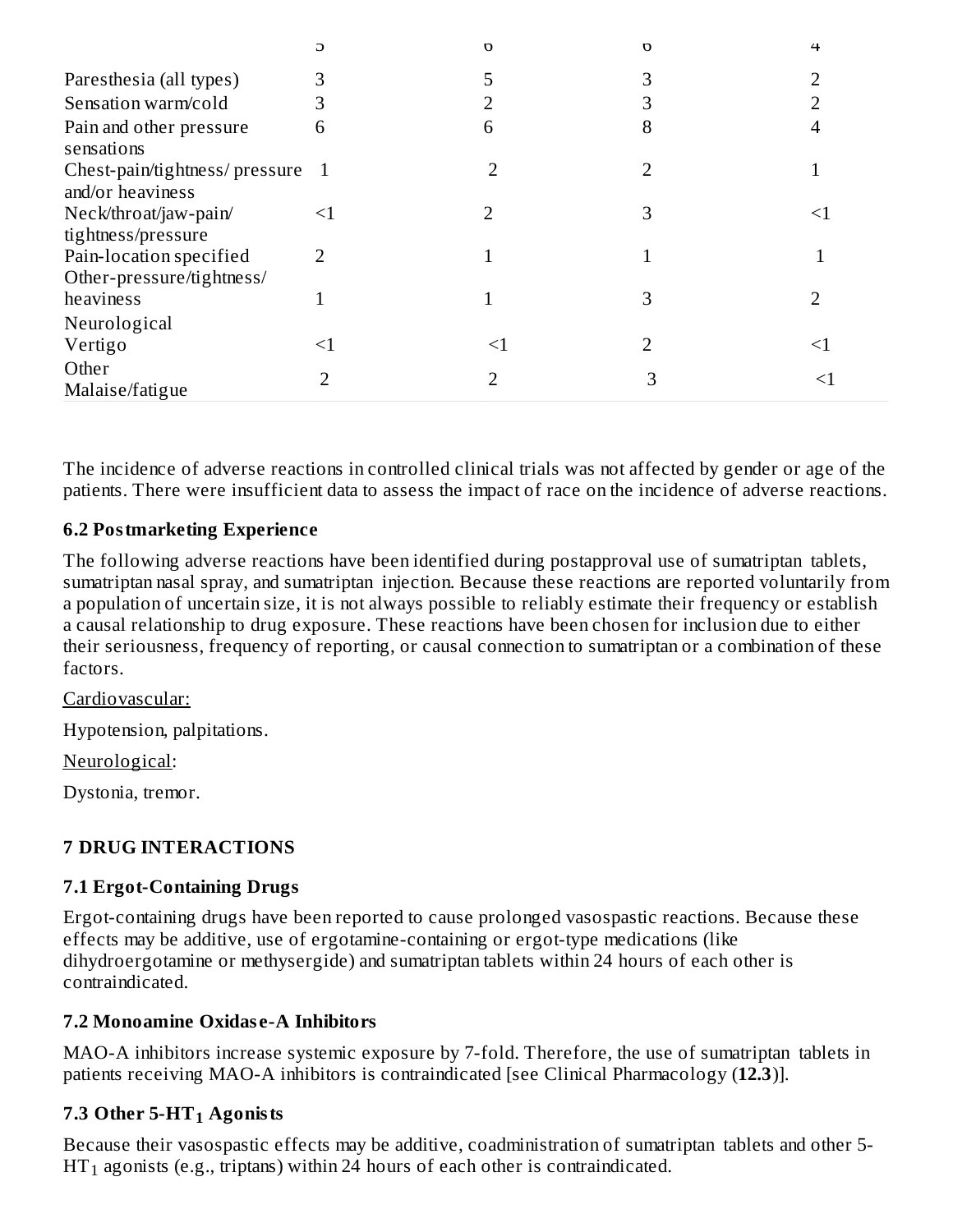| | 5 | 6 | 6 | 4 |
|---|---|---|---|---|
| Paresthesia (all types) | 3 | 5 | 3 | 2 |
| Sensation warm/cold | 3 | 2 | 3 | 2 |
| Pain and other pressure sensations | 6 | 6 | 8 | 4 |
| Chest-pain/tightness/ pressure and/or heaviness | 1 | 2 | 2 | 1 |
| Neck/throat/jaw-pain/ tightness/pressure | <1 | 2 | 3 | <1 |
| Pain-location specified | 2 | 1 | 1 | 1 |
| Other-pressure/tightness/ heaviness | 1 | 1 | 3 | 2 |
| Neurological | | | | |
| Vertigo | <1 | <1 | 2 | <1 |
| Other | | | | |
| Malaise/fatigue | 2 | 2 | 3 | <1 |

The incidence of adverse reactions in controlled clinical trials was not affected by gender or age of the patients. There were insufficient data to assess the impact of race on the incidence of adverse reactions.

### 6.2 Postmarketing Experience

The following adverse reactions have been identified during postapproval use of sumatriptan tablets, sumatriptan nasal spray, and sumatriptan injection. Because these reactions are reported voluntarily from a population of uncertain size, it is not always possible to reliably estimate their frequency or establish a causal relationship to drug exposure. These reactions have been chosen for inclusion due to either their seriousness, frequency of reporting, or causal connection to sumatriptan or a combination of these factors.

Cardiovascular:

Hypotension, palpitations.

Neurological:

Dystonia, tremor.

## 7 DRUG INTERACTIONS

### 7.1 Ergot-Containing Drugs

Ergot-containing drugs have been reported to cause prolonged vasospastic reactions. Because these effects may be additive, use of ergotamine-containing or ergot-type medications (like dihydroergotamine or methysergide) and sumatriptan tablets within 24 hours of each other is contraindicated.

### 7.2 Monoamine Oxidase-A Inhibitors

MAO-A inhibitors increase systemic exposure by 7-fold. Therefore, the use of sumatriptan tablets in patients receiving MAO-A inhibitors is contraindicated [see Clinical Pharmacology (**12.3**)].

### 7.3 Other 5-$HT_1$ Agonists

Because their vasospastic effects may be additive, coadministration of sumatriptan tablets and other 5-$HT_1$ agonists (e.g., triptans) within 24 hours of each other is contraindicated.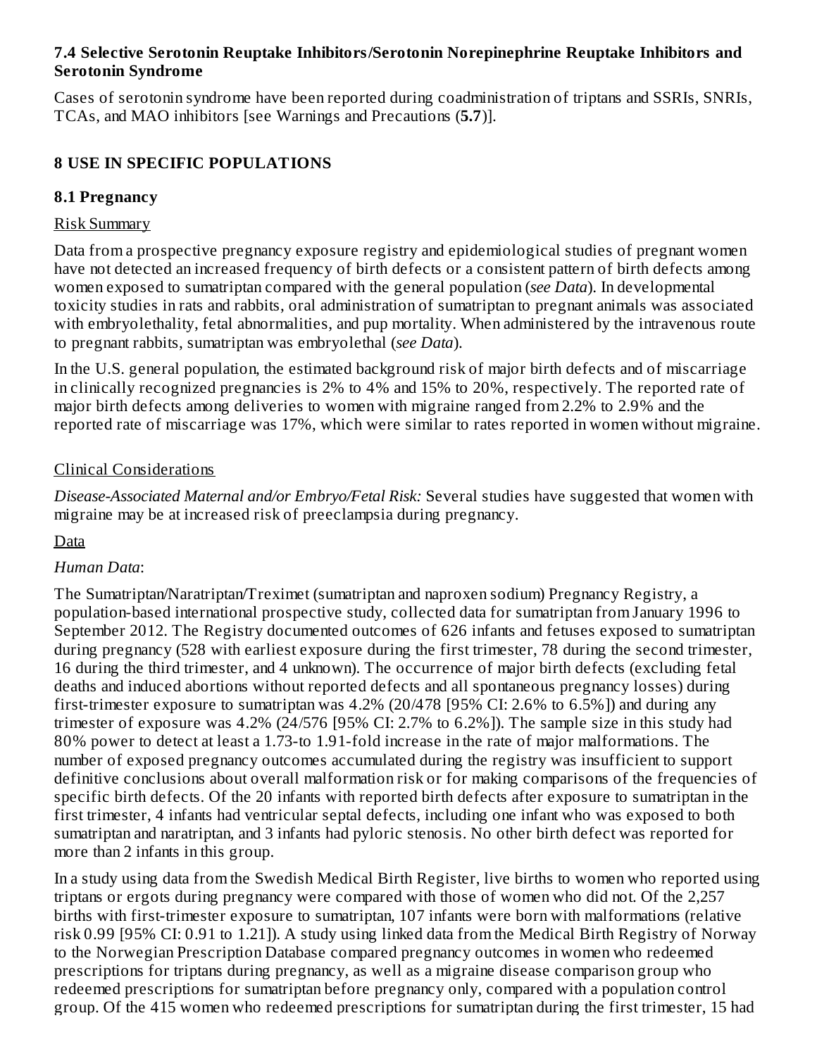### 7.4 Selective Serotonin Reuptake Inhibitors/Serotonin Norepinephrine Reuptake Inhibitors and Serotonin Syndrome

Cases of serotonin syndrome have been reported during coadministration of triptans and SSRIs, SNRIs, TCAs, and MAO inhibitors [see Warnings and Precautions (**5.7**)].

## 8 USE IN SPECIFIC POPULATIONS

### 8.1 Pregnancy

Risk Summary

Data from a prospective pregnancy exposure registry and epidemiological studies of pregnant women have not detected an increased frequency of birth defects or a consistent pattern of birth defects among women exposed to sumatriptan compared with the general population (*see Data*). In developmental toxicity studies in rats and rabbits, oral administration of sumatriptan to pregnant animals was associated with embryolethality, fetal abnormalities, and pup mortality. When administered by the intravenous route to pregnant rabbits, sumatriptan was embryolethal (*see Data*).

In the U.S. general population, the estimated background risk of major birth defects and of miscarriage in clinically recognized pregnancies is 2% to 4% and 15% to 20%, respectively. The reported rate of major birth defects among deliveries to women with migraine ranged from 2.2% to 2.9% and the reported rate of miscarriage was 17%, which were similar to rates reported in women without migraine.

Clinical Considerations

*Disease-Associated Maternal and/or Embryo/Fetal Risk:* Several studies have suggested that women with migraine may be at increased risk of preeclampsia during pregnancy.

Data

*Human Data*:

The Sumatriptan/Naratriptan/Treximet (sumatriptan and naproxen sodium) Pregnancy Registry, a population-based international prospective study, collected data for sumatriptan from January 1996 to September 2012. The Registry documented outcomes of 626 infants and fetuses exposed to sumatriptan during pregnancy (528 with earliest exposure during the first trimester, 78 during the second trimester, 16 during the third trimester, and 4 unknown). The occurrence of major birth defects (excluding fetal deaths and induced abortions without reported defects and all spontaneous pregnancy losses) during first-trimester exposure to sumatriptan was 4.2% (20/478 [95% CI: 2.6% to 6.5%]) and during any trimester of exposure was 4.2% (24/576 [95% CI: 2.7% to 6.2%]). The sample size in this study had 80% power to detect at least a 1.73-to 1.91-fold increase in the rate of major malformations. The number of exposed pregnancy outcomes accumulated during the registry was insufficient to support definitive conclusions about overall malformation risk or for making comparisons of the frequencies of specific birth defects. Of the 20 infants with reported birth defects after exposure to sumatriptan in the first trimester, 4 infants had ventricular septal defects, including one infant who was exposed to both sumatriptan and naratriptan, and 3 infants had pyloric stenosis. No other birth defect was reported for more than 2 infants in this group.

In a study using data from the Swedish Medical Birth Register, live births to women who reported using triptans or ergots during pregnancy were compared with those of women who did not. Of the 2,257 births with first-trimester exposure to sumatriptan, 107 infants were born with malformations (relative risk 0.99 [95% CI: 0.91 to 1.21]). A study using linked data from the Medical Birth Registry of Norway to the Norwegian Prescription Database compared pregnancy outcomes in women who redeemed prescriptions for triptans during pregnancy, as well as a migraine disease comparison group who redeemed prescriptions for sumatriptan before pregnancy only, compared with a population control group. Of the 415 women who redeemed prescriptions for sumatriptan during the first trimester, 15 had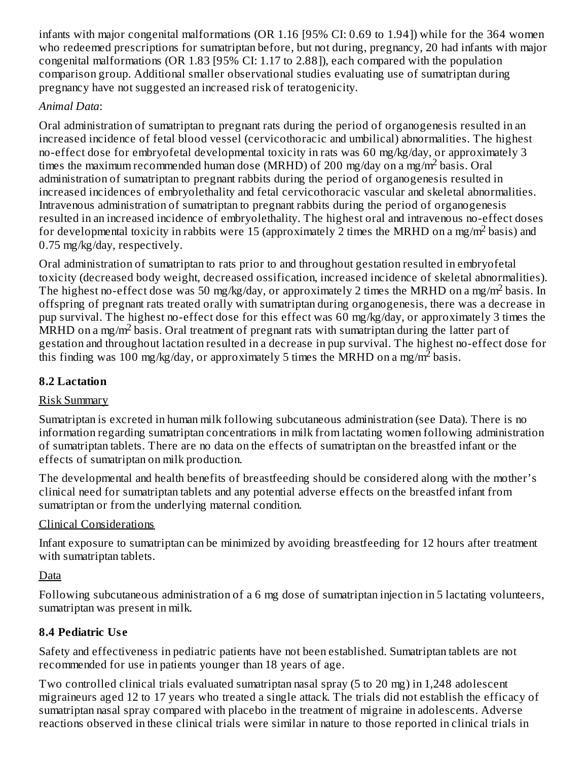infants with major congenital malformations (OR 1.16 [95% CI: 0.69 to 1.94]) while for the 364 women who redeemed prescriptions for sumatriptan before, but not during, pregnancy, 20 had infants with major congenital malformations (OR 1.83 [95% CI: 1.17 to 2.88]), each compared with the population comparison group. Additional smaller observational studies evaluating use of sumatriptan during pregnancy have not suggested an increased risk of teratogenicity.

*Animal Data*:

Oral administration of sumatriptan to pregnant rats during the period of organogenesis resulted in an increased incidence of fetal blood vessel (cervicothoracic and umbilical) abnormalities. The highest no-effect dose for embryofetal developmental toxicity in rats was 60 mg/kg/day, or approximately 3 times the maximum recommended human dose (MRHD) of 200 mg/day on a mg/$m^2$ basis. Oral administration of sumatriptan to pregnant rabbits during the period of organogenesis resulted in increased incidences of embryolethality and fetal cervicothoracic vascular and skeletal abnormalities. Intravenous administration of sumatriptan to pregnant rabbits during the period of organogenesis resulted in an increased incidence of embryolethality. The highest oral and intravenous no-effect doses for developmental toxicity in rabbits were 15 (approximately 2 times the MRHD on a mg/$m^2$ basis) and 0.75 mg/kg/day, respectively.

Oral administration of sumatriptan to rats prior to and throughout gestation resulted in embryofetal toxicity (decreased body weight, decreased ossification, increased incidence of skeletal abnormalities). The highest no-effect dose was 50 mg/kg/day, or approximately 2 times the MRHD on a mg/$m^2$ basis. In offspring of pregnant rats treated orally with sumatriptan during organogenesis, there was a decrease in pup survival. The highest no-effect dose for this effect was 60 mg/kg/day, or approximately 3 times the MRHD on a mg/$m^2$ basis. Oral treatment of pregnant rats with sumatriptan during the latter part of gestation and throughout lactation resulted in a decrease in pup survival. The highest no-effect dose for this finding was 100 mg/kg/day, or approximately 5 times the MRHD on a mg/$m^2$ basis.

### 8.2 Lactation

Risk Summary

Sumatriptan is excreted in human milk following subcutaneous administration (see Data). There is no information regarding sumatriptan concentrations in milk from lactating women following administration of sumatriptan tablets. There are no data on the effects of sumatriptan on the breastfed infant or the effects of sumatriptan on milk production.

The developmental and health benefits of breastfeeding should be considered along with the mother's clinical need for sumatriptan tablets and any potential adverse effects on the breastfed infant from sumatriptan or from the underlying maternal condition.

Clinical Considerations

Infant exposure to sumatriptan can be minimized by avoiding breastfeeding for 12 hours after treatment with sumatriptan tablets.

Data

Following subcutaneous administration of a 6 mg dose of sumatriptan injection in 5 lactating volunteers, sumatriptan was present in milk.

### 8.4 Pediatric Use

Safety and effectiveness in pediatric patients have not been established. Sumatriptan tablets are not recommended for use in patients younger than 18 years of age.

Two controlled clinical trials evaluated sumatriptan nasal spray (5 to 20 mg) in 1,248 adolescent migraineurs aged 12 to 17 years who treated a single attack. The trials did not establish the efficacy of sumatriptan nasal spray compared with placebo in the treatment of migraine in adolescents. Adverse reactions observed in these clinical trials were similar in nature to those reported in clinical trials in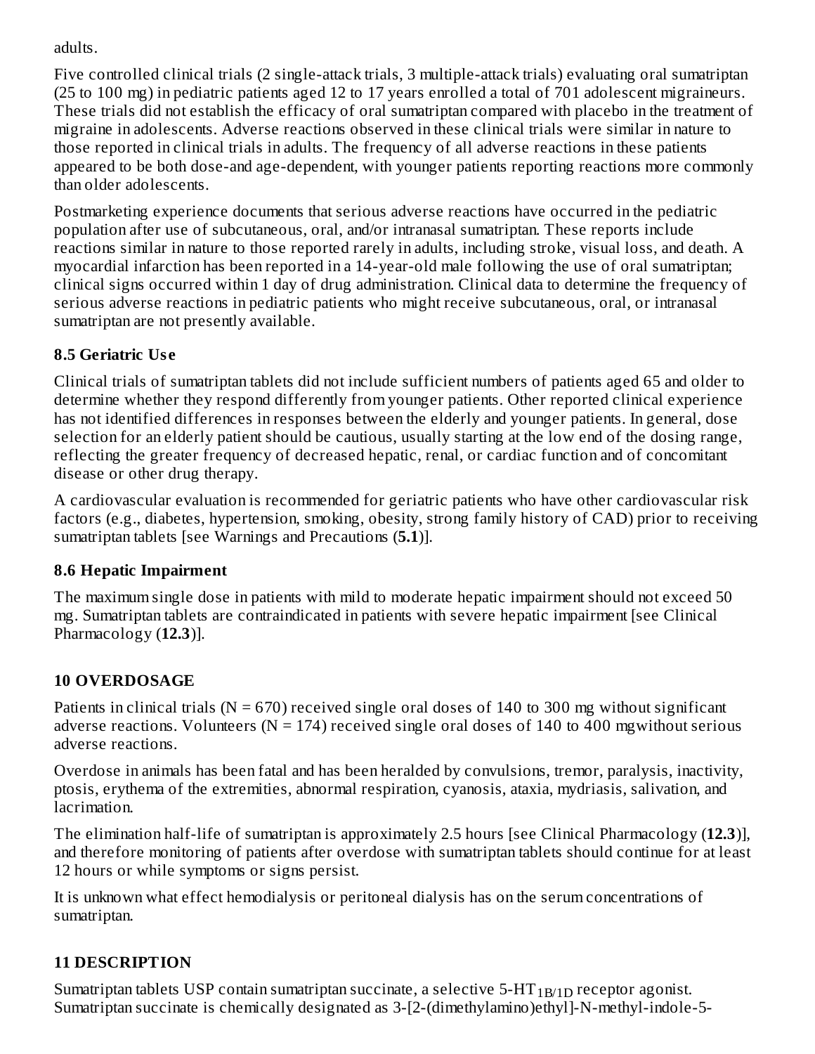adults.

Five controlled clinical trials (2 single-attack trials, 3 multiple-attack trials) evaluating oral sumatriptan (25 to 100 mg) in pediatric patients aged 12 to 17 years enrolled a total of 701 adolescent migraineurs. These trials did not establish the efficacy of oral sumatriptan compared with placebo in the treatment of migraine in adolescents. Adverse reactions observed in these clinical trials were similar in nature to those reported in clinical trials in adults. The frequency of all adverse reactions in these patients appeared to be both dose-and age-dependent, with younger patients reporting reactions more commonly than older adolescents.

Postmarketing experience documents that serious adverse reactions have occurred in the pediatric population after use of subcutaneous, oral, and/or intranasal sumatriptan. These reports include reactions similar in nature to those reported rarely in adults, including stroke, visual loss, and death. A myocardial infarction has been reported in a 14-year-old male following the use of oral sumatriptan; clinical signs occurred within 1 day of drug administration. Clinical data to determine the frequency of serious adverse reactions in pediatric patients who might receive subcutaneous, oral, or intranasal sumatriptan are not presently available.

### 8.5 Geriatric Use

Clinical trials of sumatriptan tablets did not include sufficient numbers of patients aged 65 and older to determine whether they respond differently from younger patients. Other reported clinical experience has not identified differences in responses between the elderly and younger patients. In general, dose selection for an elderly patient should be cautious, usually starting at the low end of the dosing range, reflecting the greater frequency of decreased hepatic, renal, or cardiac function and of concomitant disease or other drug therapy.

A cardiovascular evaluation is recommended for geriatric patients who have other cardiovascular risk factors (e.g., diabetes, hypertension, smoking, obesity, strong family history of CAD) prior to receiving sumatriptan tablets [see Warnings and Precautions (**5.1**)].

### 8.6 Hepatic Impairment

The maximum single dose in patients with mild to moderate hepatic impairment should not exceed 50 mg. Sumatriptan tablets are contraindicated in patients with severe hepatic impairment [see Clinical Pharmacology (**12.3**)].

## 10 OVERDOSAGE

Patients in clinical trials (N = 670) received single oral doses of 140 to 300 mg without significant adverse reactions. Volunteers (N = 174) received single oral doses of 140 to 400 mgwithout serious adverse reactions.

Overdose in animals has been fatal and has been heralded by convulsions, tremor, paralysis, inactivity, ptosis, erythema of the extremities, abnormal respiration, cyanosis, ataxia, mydriasis, salivation, and lacrimation.

The elimination half-life of sumatriptan is approximately 2.5 hours [see Clinical Pharmacology (**12.3**)], and therefore monitoring of patients after overdose with sumatriptan tablets should continue for at least 12 hours or while symptoms or signs persist.

It is unknown what effect hemodialysis or peritoneal dialysis has on the serum concentrations of sumatriptan.

## 11 DESCRIPTION

Sumatriptan tablets USP contain sumatriptan succinate, a selective 5-$HT_{1B/1D}$ receptor agonist. Sumatriptan succinate is chemically designated as 3-[2-(dimethylamino)ethyl]-N-methyl-indole-5-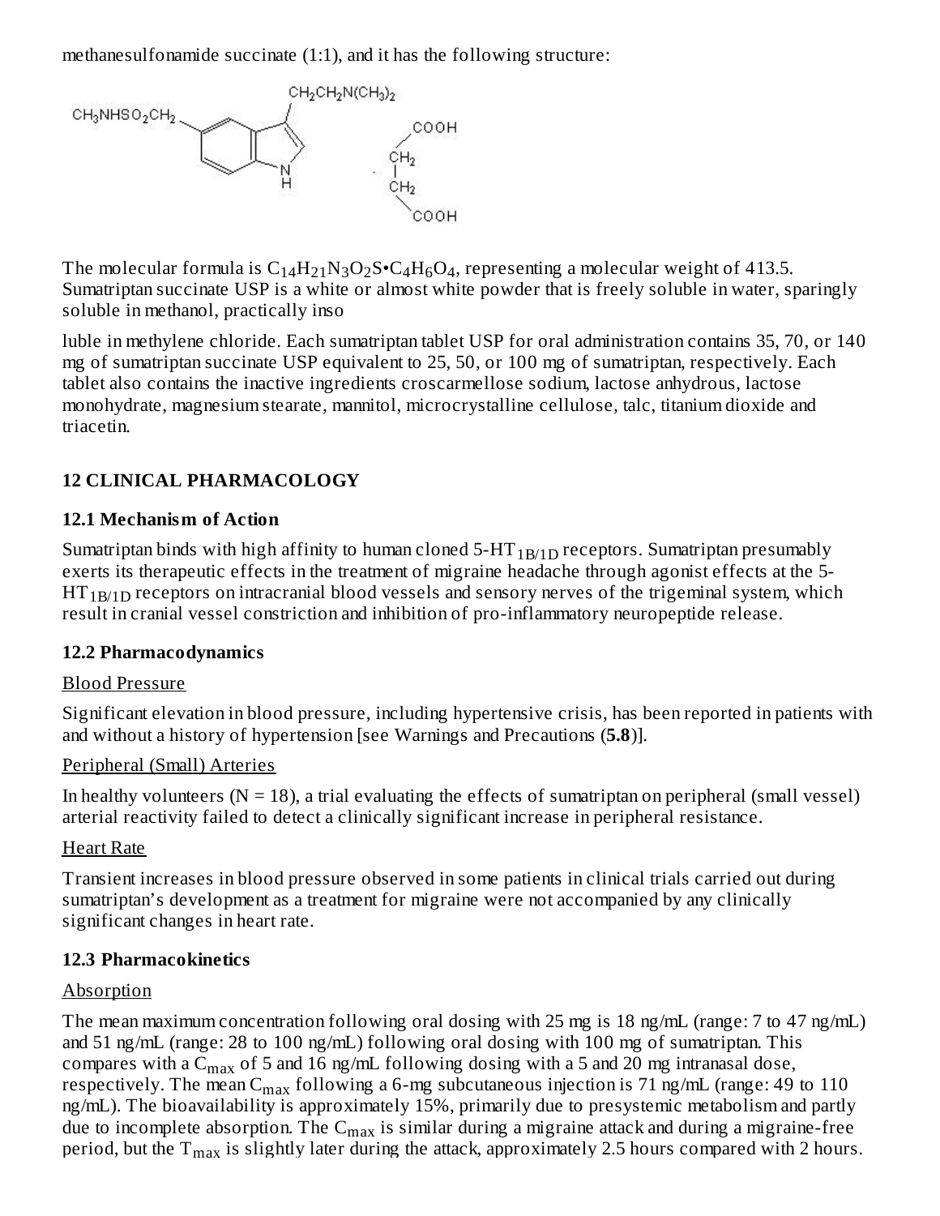methanesulfonamide succinate (1:1), and it has the following structure:

The molecular formula is $C_{14}H_{21}N_3O_2S \bullet C_4H_6O_4$, representing a molecular weight of 413.5. Sumatriptan succinate USP is a white or almost white powder that is freely soluble in water, sparingly soluble in methanol, practically inso

luble in methylene chloride. Each sumatriptan tablet USP for oral administration contains 35, 70, or 140 mg of sumatriptan succinate USP equivalent to 25, 50, or 100 mg of sumatriptan, respectively. Each tablet also contains the inactive ingredients croscarmellose sodium, lactose anhydrous, lactose monohydrate, magnesium stearate, mannitol, microcrystalline cellulose, talc, titanium dioxide and triacetin.

## 12 CLINICAL PHARMACOLOGY

### 12.1 Mechanism of Action

Sumatriptan binds with high affinity to human cloned $5\text{-}HT_{1B/1D}$ receptors. Sumatriptan presumably exerts its therapeutic effects in the treatment of migraine headache through agonist effects at the $5\text{-}HT_{1B/1D}$ receptors on intracranial blood vessels and sensory nerves of the trigeminal system, which result in cranial vessel constriction and inhibition of pro-inflammatory neuropeptide release.

### 12.2 Pharmacodynamics

Blood Pressure

Significant elevation in blood pressure, including hypertensive crisis, has been reported in patients with and without a history of hypertension [see Warnings and Precautions (**5.8**)].

Peripheral (Small) Arteries

In healthy volunteers (N = 18), a trial evaluating the effects of sumatriptan on peripheral (small vessel) arterial reactivity failed to detect a clinically significant increase in peripheral resistance.

Heart Rate

Transient increases in blood pressure observed in some patients in clinical trials carried out during sumatriptan's development as a treatment for migraine were not accompanied by any clinically significant changes in heart rate.

### 12.3 Pharmacokinetics

Absorption

The mean maximum concentration following oral dosing with 25 mg is 18 ng/mL (range: 7 to 47 ng/mL) and 51 ng/mL (range: 28 to 100 ng/mL) following oral dosing with 100 mg of sumatriptan. This compares with a $C_{max}$ of 5 and 16 ng/mL following dosing with a 5 and 20 mg intranasal dose, respectively. The mean $C_{max}$ following a 6-mg subcutaneous injection is 71 ng/mL (range: 49 to 110 ng/mL). The bioavailability is approximately 15%, primarily due to presystemic metabolism and partly due to incomplete absorption. The $C_{max}$ is similar during a migraine attack and during a migraine-free period, but the $T_{max}$ is slightly later during the attack, approximately 2.5 hours compared with 2 hours.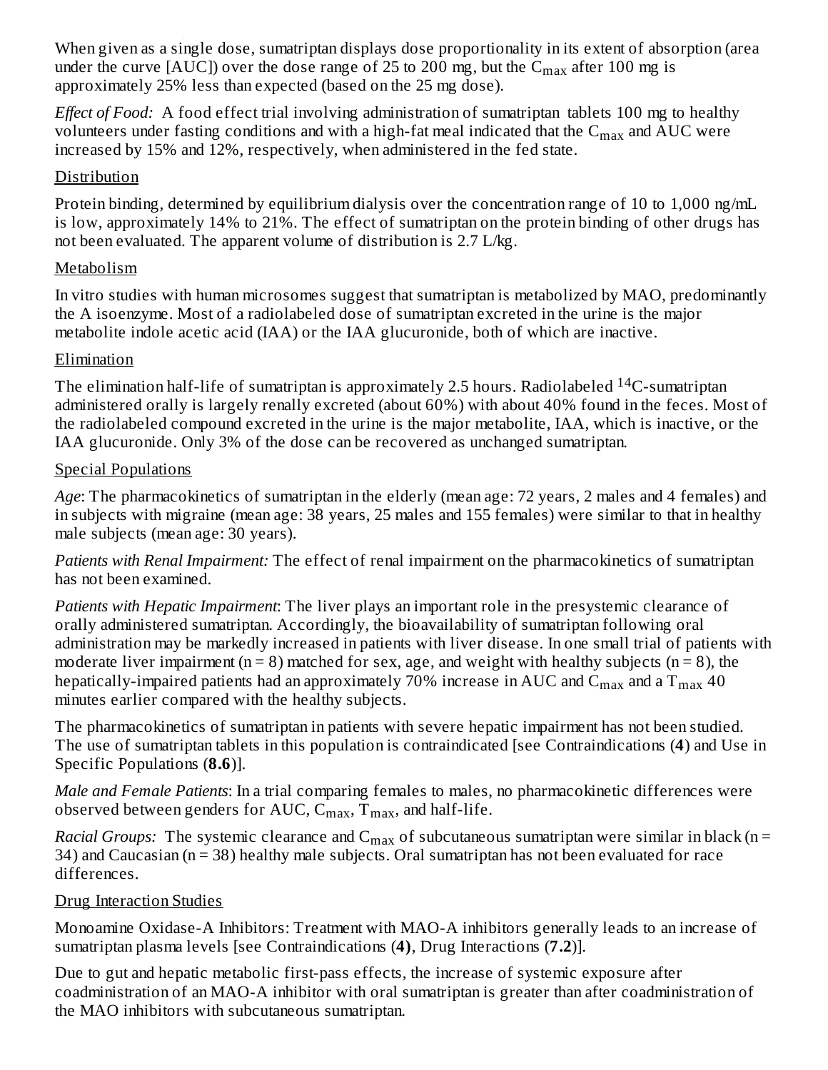When given as a single dose, sumatriptan displays dose proportionality in its extent of absorption (area under the curve [AUC]) over the dose range of 25 to 200 mg, but the $C_{max}$ after 100 mg is approximately 25% less than expected (based on the 25 mg dose).

*Effect of Food:* A food effect trial involving administration of sumatriptan tablets 100 mg to healthy volunteers under fasting conditions and with a high-fat meal indicated that the $C_{max}$ and AUC were increased by 15% and 12%, respectively, when administered in the fed state.

Distribution

Protein binding, determined by equilibrium dialysis over the concentration range of 10 to 1,000 ng/mL is low, approximately 14% to 21%. The effect of sumatriptan on the protein binding of other drugs has not been evaluated. The apparent volume of distribution is 2.7 L/kg.

Metabolism

In vitro studies with human microsomes suggest that sumatriptan is metabolized by MAO, predominantly the A isoenzyme. Most of a radiolabeled dose of sumatriptan excreted in the urine is the major metabolite indole acetic acid (IAA) or the IAA glucuronide, both of which are inactive.

Elimination

The elimination half-life of sumatriptan is approximately 2.5 hours. Radiolabeled $^{14}$C-sumatriptan administered orally is largely renally excreted (about 60%) with about 40% found in the feces. Most of the radiolabeled compound excreted in the urine is the major metabolite, IAA, which is inactive, or the IAA glucuronide. Only 3% of the dose can be recovered as unchanged sumatriptan.

Special Populations

*Age*: The pharmacokinetics of sumatriptan in the elderly (mean age: 72 years, 2 males and 4 females) and in subjects with migraine (mean age: 38 years, 25 males and 155 females) were similar to that in healthy male subjects (mean age: 30 years).

*Patients with Renal Impairment:* The effect of renal impairment on the pharmacokinetics of sumatriptan has not been examined.

*Patients with Hepatic Impairment*: The liver plays an important role in the presystemic clearance of orally administered sumatriptan. Accordingly, the bioavailability of sumatriptan following oral administration may be markedly increased in patients with liver disease. In one small trial of patients with moderate liver impairment (n = 8) matched for sex, age, and weight with healthy subjects (n = 8), the hepatically-impaired patients had an approximately 70% increase in AUC and $C_{max}$ and a $T_{max}$ 40 minutes earlier compared with the healthy subjects.

The pharmacokinetics of sumatriptan in patients with severe hepatic impairment has not been studied. The use of sumatriptan tablets in this population is contraindicated [see Contraindications (**4**) and Use in Specific Populations (**8.6**)].

*Male and Female Patients*: In a trial comparing females to males, no pharmacokinetic differences were observed between genders for AUC, $C_{max}$, $T_{max}$, and half-life.

*Racial Groups:* The systemic clearance and $C_{max}$ of subcutaneous sumatriptan were similar in black (n = 34) and Caucasian (n = 38) healthy male subjects. Oral sumatriptan has not been evaluated for race differences.

Drug Interaction Studies

Monoamine Oxidase-A Inhibitors: Treatment with MAO-A inhibitors generally leads to an increase of sumatriptan plasma levels [see Contraindications (**4)**, Drug Interactions (**7.2**)].

Due to gut and hepatic metabolic first-pass effects, the increase of systemic exposure after coadministration of an MAO-A inhibitor with oral sumatriptan is greater than after coadministration of the MAO inhibitors with subcutaneous sumatriptan.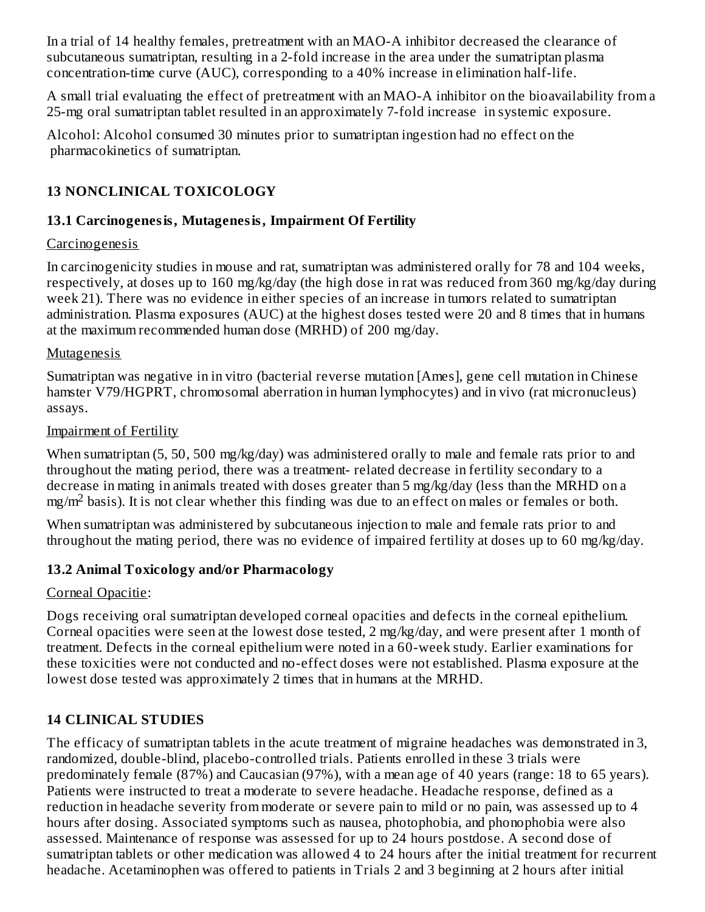In a trial of 14 healthy females, pretreatment with an MAO-A inhibitor decreased the clearance of subcutaneous sumatriptan, resulting in a 2-fold increase in the area under the sumatriptan plasma concentration-time curve (AUC), corresponding to a 40% increase in elimination half-life.

A small trial evaluating the effect of pretreatment with an MAO-A inhibitor on the bioavailability from a 25-mg oral sumatriptan tablet resulted in an approximately 7-fold increase in systemic exposure.

Alcohol: Alcohol consumed 30 minutes prior to sumatriptan ingestion had no effect on the pharmacokinetics of sumatriptan.

## 13 NONCLINICAL TOXICOLOGY

### 13.1 Carcinogenesis, Mutagenesis, Impairment Of Fertility

Carcinogenesis

In carcinogenicity studies in mouse and rat, sumatriptan was administered orally for 78 and 104 weeks, respectively, at doses up to 160 mg/kg/day (the high dose in rat was reduced from 360 mg/kg/day during week 21). There was no evidence in either species of an increase in tumors related to sumatriptan administration. Plasma exposures (AUC) at the highest doses tested were 20 and 8 times that in humans at the maximum recommended human dose (MRHD) of 200 mg/day.

Mutagenesis

Sumatriptan was negative in in vitro (bacterial reverse mutation [Ames], gene cell mutation in Chinese hamster V79/HGPRT, chromosomal aberration in human lymphocytes) and in vivo (rat micronucleus) assays.

Impairment of Fertility

When sumatriptan (5, 50, 500 mg/kg/day) was administered orally to male and female rats prior to and throughout the mating period, there was a treatment- related decrease in fertility secondary to a decrease in mating in animals treated with doses greater than 5 mg/kg/day (less than the MRHD on a $mg/m^2$ basis). It is not clear whether this finding was due to an effect on males or females or both.

When sumatriptan was administered by subcutaneous injection to male and female rats prior to and throughout the mating period, there was no evidence of impaired fertility at doses up to 60 mg/kg/day.

### 13.2 Animal Toxicology and/or Pharmacology

Corneal Opacitie:

Dogs receiving oral sumatriptan developed corneal opacities and defects in the corneal epithelium. Corneal opacities were seen at the lowest dose tested, 2 mg/kg/day, and were present after 1 month of treatment. Defects in the corneal epithelium were noted in a 60-week study. Earlier examinations for these toxicities were not conducted and no-effect doses were not established. Plasma exposure at the lowest dose tested was approximately 2 times that in humans at the MRHD.

## 14 CLINICAL STUDIES

The efficacy of sumatriptan tablets in the acute treatment of migraine headaches was demonstrated in 3, randomized, double-blind, placebo-controlled trials. Patients enrolled in these 3 trials were predominately female (87%) and Caucasian (97%), with a mean age of 40 years (range: 18 to 65 years). Patients were instructed to treat a moderate to severe headache. Headache response, defined as a reduction in headache severity from moderate or severe pain to mild or no pain, was assessed up to 4 hours after dosing. Associated symptoms such as nausea, photophobia, and phonophobia were also assessed. Maintenance of response was assessed for up to 24 hours postdose. A second dose of sumatriptan tablets or other medication was allowed 4 to 24 hours after the initial treatment for recurrent headache. Acetaminophen was offered to patients in Trials 2 and 3 beginning at 2 hours after initial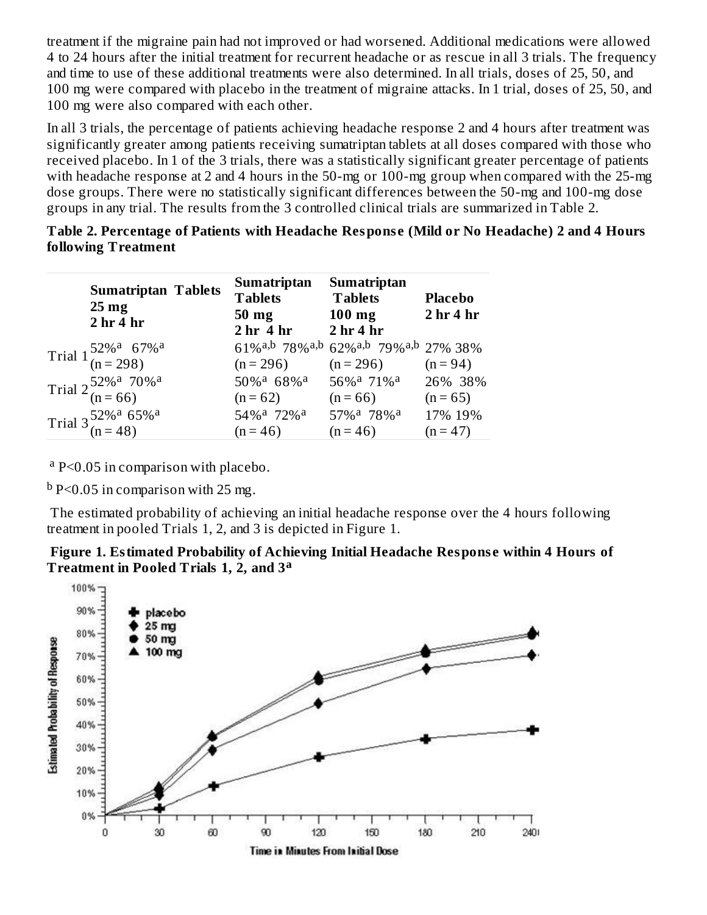treatment if the migraine pain had not improved or had worsened. Additional medications were allowed 4 to 24 hours after the initial treatment for recurrent headache or as rescue in all 3 trials. The frequency and time to use of these additional treatments were also determined. In all trials, doses of 25, 50, and 100 mg were compared with placebo in the treatment of migraine attacks. In 1 trial, doses of 25, 50, and 100 mg were also compared with each other.

In all 3 trials, the percentage of patients achieving headache response 2 and 4 hours after treatment was significantly greater among patients receiving sumatriptan tablets at all doses compared with those who received placebo. In 1 of the 3 trials, there was a statistically significant greater percentage of patients with headache response at 2 and 4 hours in the 50-mg or 100-mg group when compared with the 25-mg dose groups. There were no statistically significant differences between the 50-mg and 100-mg dose groups in any trial. The results from the 3 controlled clinical trials are summarized in Table 2.

**Table 2. Percentage of Patients with Headache Response (Mild or No Headache) 2 and 4 Hours following Treatment**

| | **Sumatriptan Tablets 25 mg 2 hr 4 hr** | **Sumatriptan Tablets 50 mg 2 hr 4 hr** | **Sumatriptan Tablets 100 mg 2 hr 4 hr** | **Placebo 2 hr 4 hr** |
|---|---|---|---|---|
| Trial 1 | 52%[a] 67%[a] (n = 298) | 61%[a,b] 78%[a,b] (n = 296) | 62%[a,b] 79%[a,b] (n = 296) | 27% 38% (n = 94) |
| Trial 2 | 52%[a] 70%[a] (n = 66) | 50%[a] 68%[a] (n = 62) | 56%[a] 71%[a] (n = 66) | 26% 38% (n = 65) |
| Trial 3 | 52%[a] 65%[a] (n = 48) | 54%[a] 72%[a] (n = 46) | 57%[a] 78%[a] (n = 46) | 17% 19% (n = 47) |

[a] $P<0.05$ in comparison with placebo.

[b] $P<0.05$ in comparison with 25 mg.

The estimated probability of achieving an initial headache response over the 4 hours following treatment in pooled Trials 1, 2, and 3 is depicted in Figure 1.

**Figure 1. Estimated Probability of Achieving Initial Headache Response within 4 Hours of Treatment in Pooled Trials 1, 2, and 3[a]**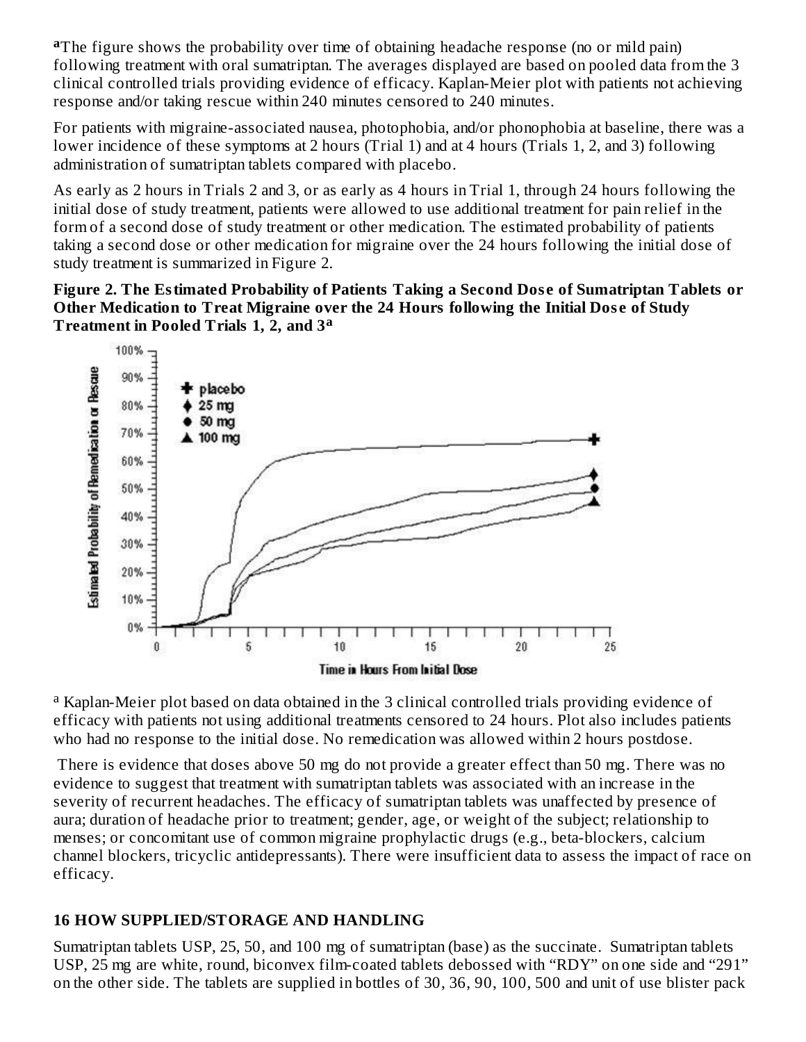[a]The figure shows the probability over time of obtaining headache response (no or mild pain) following treatment with oral sumatriptan. The averages displayed are based on pooled data from the 3 clinical controlled trials providing evidence of efficacy. Kaplan-Meier plot with patients not achieving response and/or taking rescue within 240 minutes censored to 240 minutes.

For patients with migraine-associated nausea, photophobia, and/or phonophobia at baseline, there was a lower incidence of these symptoms at 2 hours (Trial 1) and at 4 hours (Trials 1, 2, and 3) following administration of sumatriptan tablets compared with placebo.

As early as 2 hours in Trials 2 and 3, or as early as 4 hours in Trial 1, through 24 hours following the initial dose of study treatment, patients were allowed to use additional treatment for pain relief in the form of a second dose of study treatment or other medication. The estimated probability of patients taking a second dose or other medication for migraine over the 24 hours following the initial dose of study treatment is summarized in Figure 2.

**Figure 2. The Estimated Probability of Patients Taking a Second Dose of Sumatriptan Tablets or Other Medication to Treat Migraine over the 24 Hours following the Initial Dose of Study Treatment in Pooled Trials 1, 2, and 3[a]**

[a] Kaplan-Meier plot based on data obtained in the 3 clinical controlled trials providing evidence of efficacy with patients not using additional treatments censored to 24 hours. Plot also includes patients who had no response to the initial dose. No remedication was allowed within 2 hours postdose.

There is evidence that doses above 50 mg do not provide a greater effect than 50 mg. There was no evidence to suggest that treatment with sumatriptan tablets was associated with an increase in the severity of recurrent headaches. The efficacy of sumatriptan tablets was unaffected by presence of aura; duration of headache prior to treatment; gender, age, or weight of the subject; relationship to menses; or concomitant use of common migraine prophylactic drugs (e.g., beta-blockers, calcium channel blockers, tricyclic antidepressants). There were insufficient data to assess the impact of race on efficacy.

## 16 HOW SUPPLIED/STORAGE AND HANDLING

Sumatriptan tablets USP, 25, 50, and 100 mg of sumatriptan (base) as the succinate. Sumatriptan tablets USP, 25 mg are white, round, biconvex film-coated tablets debossed with "RDY" on one side and "291" on the other side. The tablets are supplied in bottles of 30, 36, 90, 100, 500 and unit of use blister pack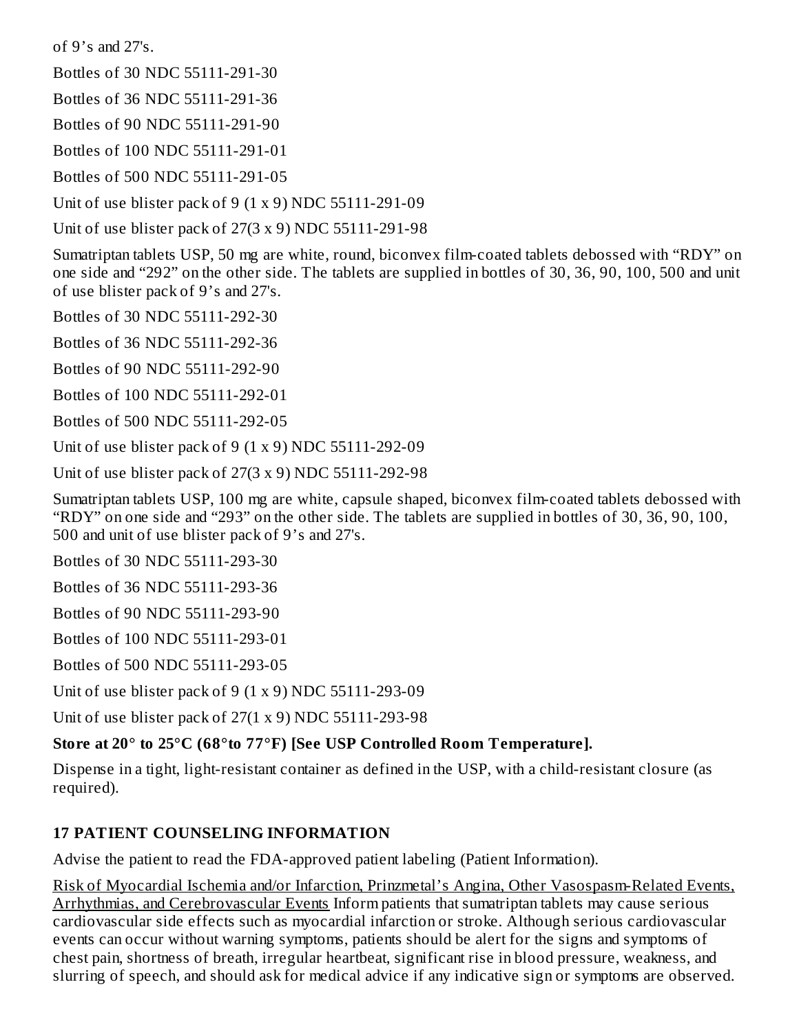of 9's and 27's.

Bottles of 30 NDC 55111-291-30

Bottles of 36 NDC 55111-291-36

Bottles of 90 NDC 55111-291-90

Bottles of 100 NDC 55111-291-01

Bottles of 500 NDC 55111-291-05

Unit of use blister pack of 9 (1 x 9) NDC 55111-291-09

Unit of use blister pack of 27(3 x 9) NDC 55111-291-98

Sumatriptan tablets USP, 50 mg are white, round, biconvex film-coated tablets debossed with "RDY" on one side and "292" on the other side. The tablets are supplied in bottles of 30, 36, 90, 100, 500 and unit of use blister pack of 9's and 27's.

Bottles of 30 NDC 55111-292-30

Bottles of 36 NDC 55111-292-36

Bottles of 90 NDC 55111-292-90

Bottles of 100 NDC 55111-292-01

Bottles of 500 NDC 55111-292-05

Unit of use blister pack of 9 (1 x 9) NDC 55111-292-09

Unit of use blister pack of 27(3 x 9) NDC 55111-292-98

Sumatriptan tablets USP, 100 mg are white, capsule shaped, biconvex film-coated tablets debossed with "RDY" on one side and "293" on the other side. The tablets are supplied in bottles of 30, 36, 90, 100, 500 and unit of use blister pack of 9's and 27's.

Bottles of 30 NDC 55111-293-30

Bottles of 36 NDC 55111-293-36

Bottles of 90 NDC 55111-293-90

Bottles of 100 NDC 55111-293-01

Bottles of 500 NDC 55111-293-05

Unit of use blister pack of 9 (1 x 9) NDC 55111-293-09

Unit of use blister pack of 27(1 x 9) NDC 55111-293-98

**Store at 20° to 25°C (68°to 77°F) [See USP Controlled Room Temperature].**

Dispense in a tight, light-resistant container as defined in the USP, with a child-resistant closure (as required).

## 17 PATIENT COUNSELING INFORMATION

Advise the patient to read the FDA-approved patient labeling (Patient Information).

Risk of Myocardial Ischemia and/or Infarction, Prinzmetal's Angina, Other Vasospasm-Related Events, Arrhythmias, and Cerebrovascular Events Inform patients that sumatriptan tablets may cause serious cardiovascular side effects such as myocardial infarction or stroke. Although serious cardiovascular events can occur without warning symptoms, patients should be alert for the signs and symptoms of chest pain, shortness of breath, irregular heartbeat, significant rise in blood pressure, weakness, and slurring of speech, and should ask for medical advice if any indicative sign or symptoms are observed.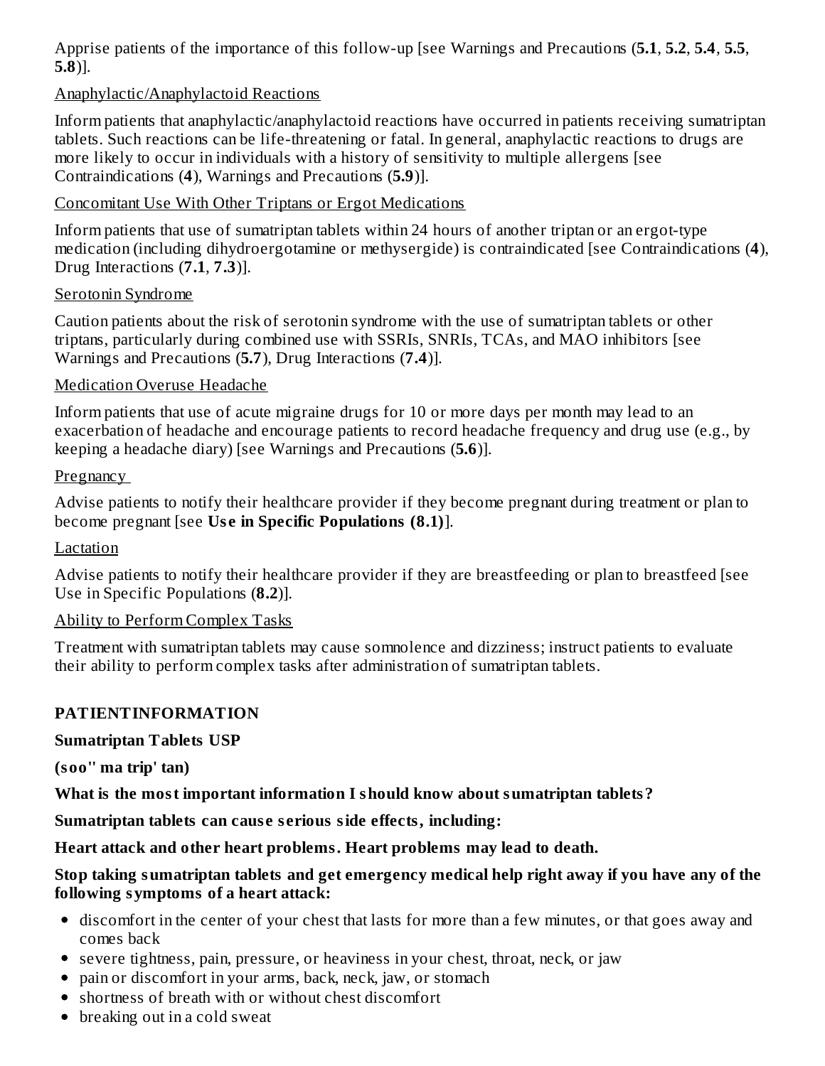Apprise patients of the importance of this follow-up [see Warnings and Precautions (**5.1**, **5.2**, **5.4**, **5.5**, **5.8**)].

Anaphylactic/Anaphylactoid Reactions

Inform patients that anaphylactic/anaphylactoid reactions have occurred in patients receiving sumatriptan tablets. Such reactions can be life-threatening or fatal. In general, anaphylactic reactions to drugs are more likely to occur in individuals with a history of sensitivity to multiple allergens [see Contraindications (**4**), Warnings and Precautions (**5.9**)].

Concomitant Use With Other Triptans or Ergot Medications

Inform patients that use of sumatriptan tablets within 24 hours of another triptan or an ergot-type medication (including dihydroergotamine or methysergide) is contraindicated [see Contraindications (**4**), Drug Interactions (**7.1**, **7.3**)].

Serotonin Syndrome

Caution patients about the risk of serotonin syndrome with the use of sumatriptan tablets or other triptans, particularly during combined use with SSRIs, SNRIs, TCAs, and MAO inhibitors [see Warnings and Precautions (**5.7**), Drug Interactions (**7.4**)].

Medication Overuse Headache

Inform patients that use of acute migraine drugs for 10 or more days per month may lead to an exacerbation of headache and encourage patients to record headache frequency and drug use (e.g., by keeping a headache diary) [see Warnings and Precautions (**5.6**)].

Pregnancy

Advise patients to notify their healthcare provider if they become pregnant during treatment or plan to become pregnant [see **Use in Specific Populations (8.1)**].

Lactation

Advise patients to notify their healthcare provider if they are breastfeeding or plan to breastfeed [see Use in Specific Populations (**8.2**)].

Ability to Perform Complex Tasks

Treatment with sumatriptan tablets may cause somnolence and dizziness; instruct patients to evaluate their ability to perform complex tasks after administration of sumatriptan tablets.

## PATIENT INFORMATION

**Sumatriptan Tablets USP**

**(soo'' ma trip' tan)**

**What is the most important information I should know about sumatriptan tablets?**

**Sumatriptan tablets can cause serious side effects, including:**

**Heart attack and other heart problems. Heart problems may lead to death.**

**Stop taking sumatriptan tablets and get emergency medical help right away if you have any of the following symptoms of a heart attack:**

- discomfort in the center of your chest that lasts for more than a few minutes, or that goes away and comes back
- severe tightness, pain, pressure, or heaviness in your chest, throat, neck, or jaw
- pain or discomfort in your arms, back, neck, jaw, or stomach
- shortness of breath with or without chest discomfort
- breaking out in a cold sweat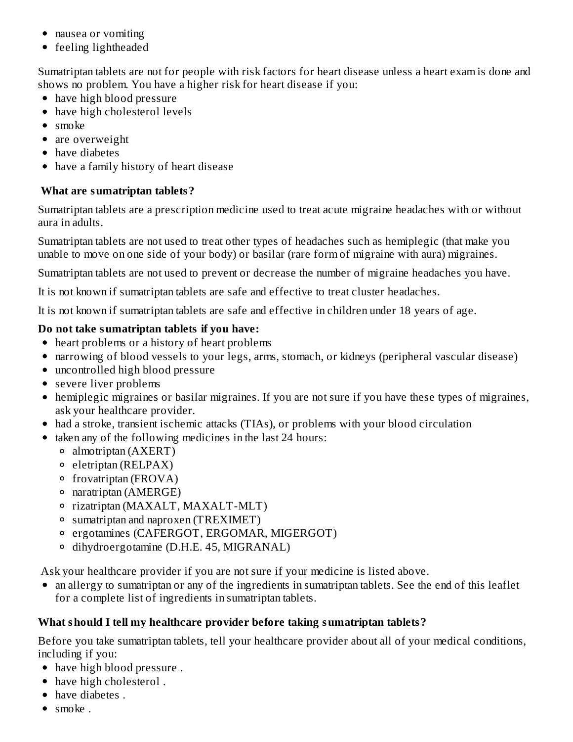- nausea or vomiting
- feeling lightheaded

Sumatriptan tablets are not for people with risk factors for heart disease unless a heart exam is done and shows no problem. You have a higher risk for heart disease if you:

- have high blood pressure
- have high cholesterol levels
- smoke
- are overweight
- have diabetes
- have a family history of heart disease

**What are sumatriptan tablets?**

Sumatriptan tablets are a prescription medicine used to treat acute migraine headaches with or without aura in adults.

Sumatriptan tablets are not used to treat other types of headaches such as hemiplegic (that make you unable to move on one side of your body) or basilar (rare form of migraine with aura) migraines.

Sumatriptan tablets are not used to prevent or decrease the number of migraine headaches you have.

It is not known if sumatriptan tablets are safe and effective to treat cluster headaches.

It is not known if sumatriptan tablets are safe and effective in children under 18 years of age.

**Do not take sumatriptan tablets if you have:**

- heart problems or a history of heart problems
- narrowing of blood vessels to your legs, arms, stomach, or kidneys (peripheral vascular disease)
- uncontrolled high blood pressure
- severe liver problems
- hemiplegic migraines or basilar migraines. If you are not sure if you have these types of migraines, ask your healthcare provider.
- had a stroke, transient ischemic attacks (TIAs), or problems with your blood circulation
- taken any of the following medicines in the last 24 hours:
  - almotriptan (AXERT)
  - eletriptan (RELPAX)
  - frovatriptan (FROVA)
  - naratriptan (AMERGE)
  - rizatriptan (MAXALT, MAXALT-MLT)
  - sumatriptan and naproxen (TREXIMET)
  - ergotamines (CAFERGOT, ERGOMAR, MIGERGOT)
  - dihydroergotamine (D.H.E. 45, MIGRANAL)

Ask your healthcare provider if you are not sure if your medicine is listed above.

- an allergy to sumatriptan or any of the ingredients in sumatriptan tablets. See the end of this leaflet for a complete list of ingredients in sumatriptan tablets.

**What should I tell my healthcare provider before taking sumatriptan tablets?**

Before you take sumatriptan tablets, tell your healthcare provider about all of your medical conditions, including if you:

- have high blood pressure .
- have high cholesterol .
- have diabetes .
- smoke .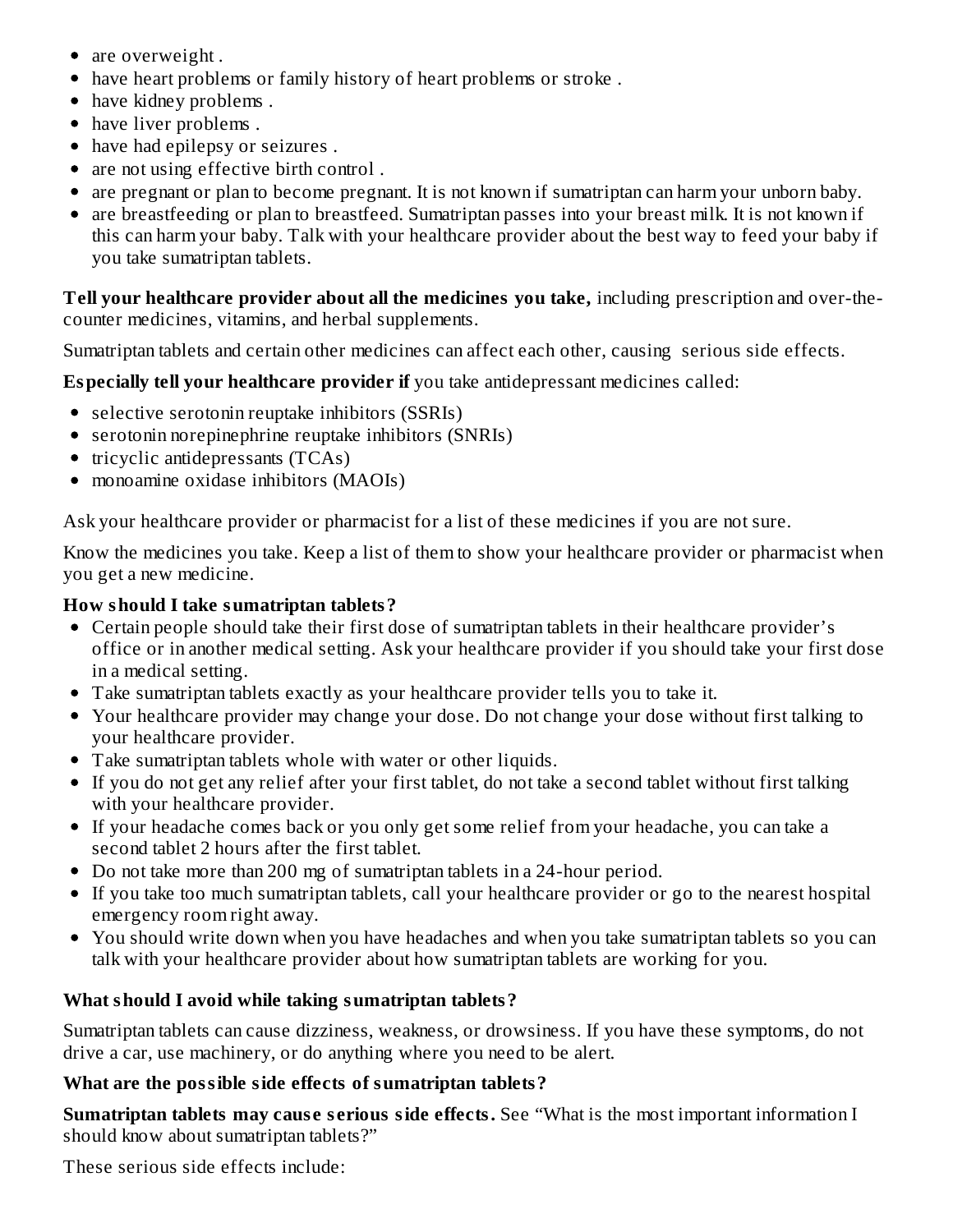- are overweight .
- have heart problems or family history of heart problems or stroke .
- have kidney problems .
- have liver problems .
- have had epilepsy or seizures .
- are not using effective birth control .
- are pregnant or plan to become pregnant. It is not known if sumatriptan can harm your unborn baby.
- are breastfeeding or plan to breastfeed. Sumatriptan passes into your breast milk. It is not known if this can harm your baby. Talk with your healthcare provider about the best way to feed your baby if you take sumatriptan tablets.

**Tell your healthcare provider about all the medicines you take,** including prescription and over-the-counter medicines, vitamins, and herbal supplements.

Sumatriptan tablets and certain other medicines can affect each other, causing serious side effects.

**Especially tell your healthcare provider if** you take antidepressant medicines called:

- selective serotonin reuptake inhibitors (SSRIs)
- serotonin norepinephrine reuptake inhibitors (SNRIs)
- tricyclic antidepressants (TCAs)
- monoamine oxidase inhibitors (MAOIs)

Ask your healthcare provider or pharmacist for a list of these medicines if you are not sure.

Know the medicines you take. Keep a list of them to show your healthcare provider or pharmacist when you get a new medicine.

**How should I take sumatriptan tablets?**

- Certain people should take their first dose of sumatriptan tablets in their healthcare provider's office or in another medical setting. Ask your healthcare provider if you should take your first dose in a medical setting.
- Take sumatriptan tablets exactly as your healthcare provider tells you to take it.
- Your healthcare provider may change your dose. Do not change your dose without first talking to your healthcare provider.
- Take sumatriptan tablets whole with water or other liquids.
- If you do not get any relief after your first tablet, do not take a second tablet without first talking with your healthcare provider.
- If your headache comes back or you only get some relief from your headache, you can take a second tablet 2 hours after the first tablet.
- Do not take more than 200 mg of sumatriptan tablets in a 24-hour period.
- If you take too much sumatriptan tablets, call your healthcare provider or go to the nearest hospital emergency room right away.
- You should write down when you have headaches and when you take sumatriptan tablets so you can talk with your healthcare provider about how sumatriptan tablets are working for you.

**What should I avoid while taking sumatriptan tablets?**

Sumatriptan tablets can cause dizziness, weakness, or drowsiness. If you have these symptoms, do not drive a car, use machinery, or do anything where you need to be alert.

**What are the possible side effects of sumatriptan tablets?**

**Sumatriptan tablets may cause serious side effects.** See "What is the most important information I should know about sumatriptan tablets?"

These serious side effects include: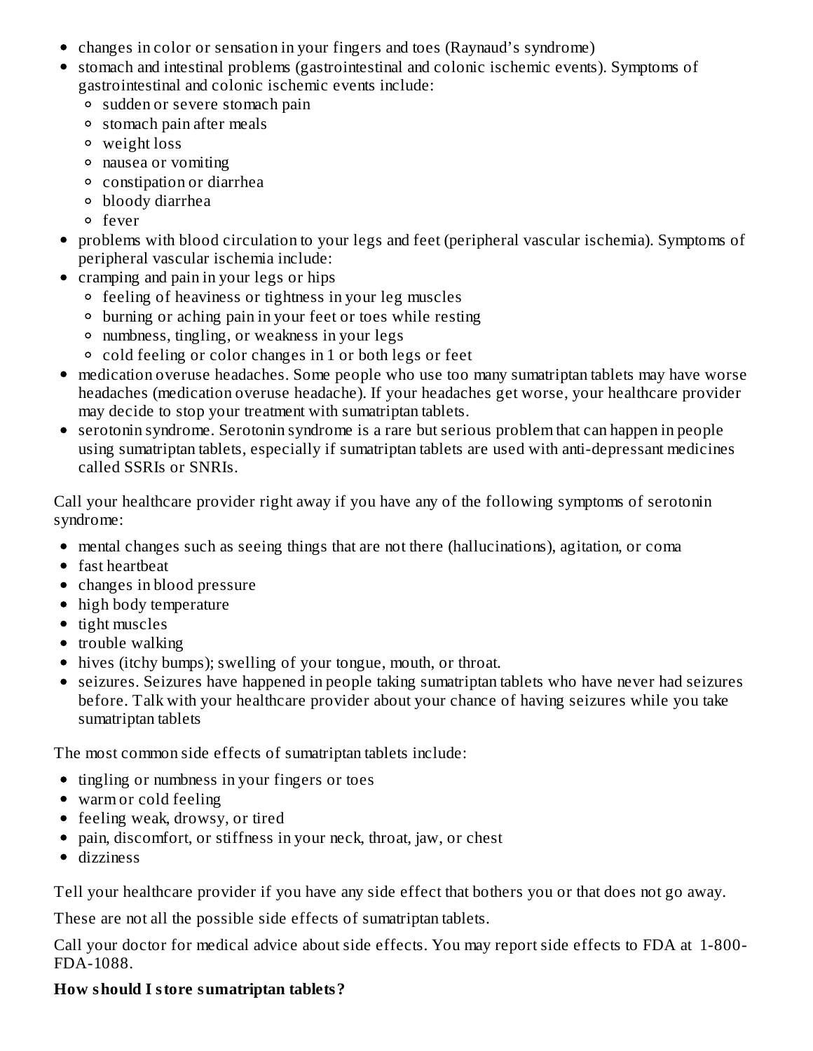- changes in color or sensation in your fingers and toes (Raynaud's syndrome)
- stomach and intestinal problems (gastrointestinal and colonic ischemic events). Symptoms of gastrointestinal and colonic ischemic events include:
  - sudden or severe stomach pain
  - stomach pain after meals
  - weight loss
  - nausea or vomiting
  - constipation or diarrhea
  - bloody diarrhea
  - fever
- problems with blood circulation to your legs and feet (peripheral vascular ischemia). Symptoms of peripheral vascular ischemia include:
- cramping and pain in your legs or hips
  - feeling of heaviness or tightness in your leg muscles
  - burning or aching pain in your feet or toes while resting
  - numbness, tingling, or weakness in your legs
  - cold feeling or color changes in 1 or both legs or feet
- medication overuse headaches. Some people who use too many sumatriptan tablets may have worse headaches (medication overuse headache). If your headaches get worse, your healthcare provider may decide to stop your treatment with sumatriptan tablets.
- serotonin syndrome. Serotonin syndrome is a rare but serious problem that can happen in people using sumatriptan tablets, especially if sumatriptan tablets are used with anti-depressant medicines called SSRIs or SNRIs.

Call your healthcare provider right away if you have any of the following symptoms of serotonin syndrome:

- mental changes such as seeing things that are not there (hallucinations), agitation, or coma
- fast heartbeat
- changes in blood pressure
- high body temperature
- tight muscles
- trouble walking
- hives (itchy bumps); swelling of your tongue, mouth, or throat.
- seizures. Seizures have happened in people taking sumatriptan tablets who have never had seizures before. Talk with your healthcare provider about your chance of having seizures while you take sumatriptan tablets

The most common side effects of sumatriptan tablets include:

- tingling or numbness in your fingers or toes
- warm or cold feeling
- feeling weak, drowsy, or tired
- pain, discomfort, or stiffness in your neck, throat, jaw, or chest
- dizziness

Tell your healthcare provider if you have any side effect that bothers you or that does not go away.

These are not all the possible side effects of sumatriptan tablets.

Call your doctor for medical advice about side effects. You may report side effects to FDA at 1-800-FDA-1088.

**How should I store sumatriptan tablets?**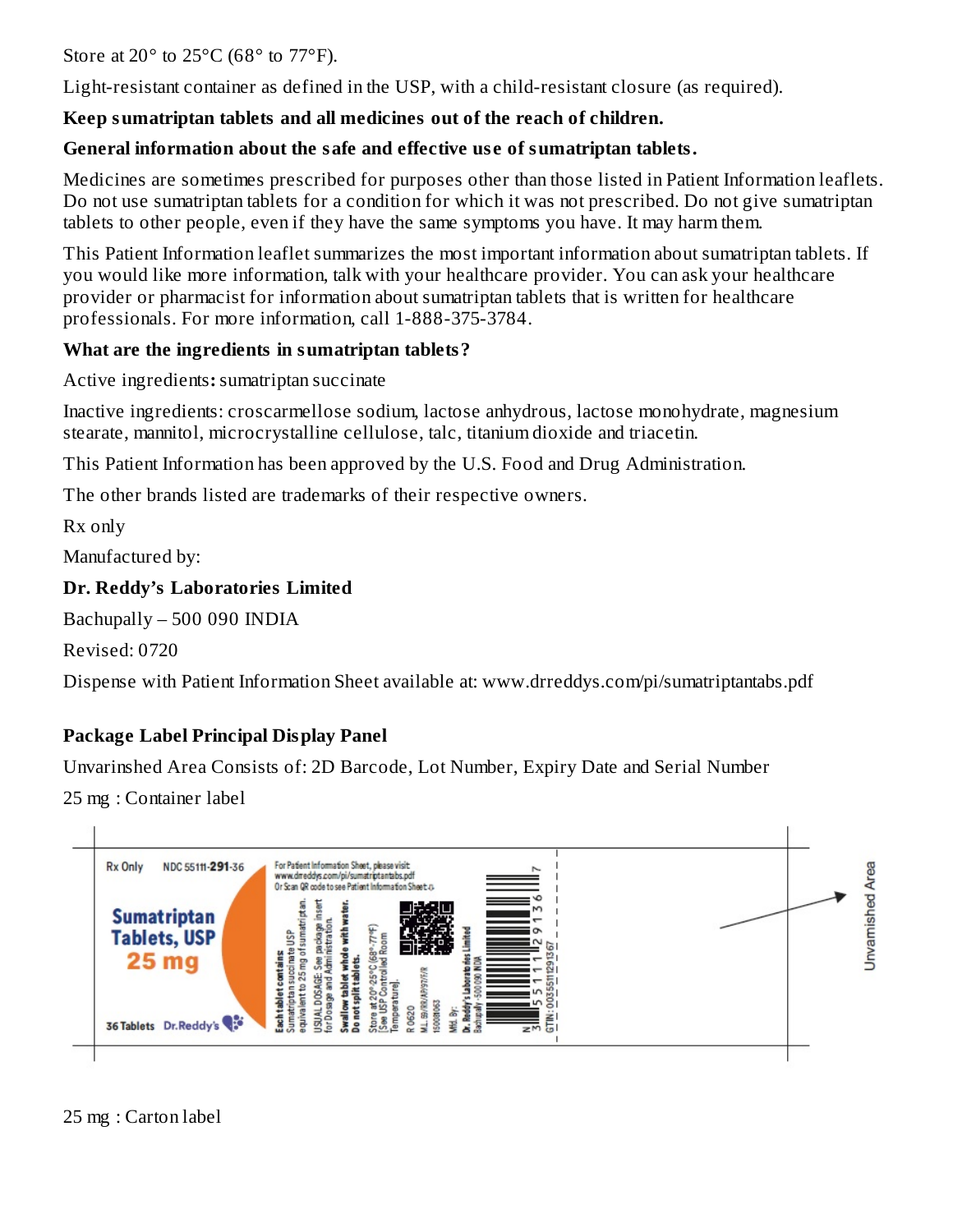Store at 20° to 25°C (68° to 77°F).

Light-resistant container as defined in the USP, with a child-resistant closure (as required).

**Keep sumatriptan tablets and all medicines out of the reach of children.**

**General information about the safe and effective use of sumatriptan tablets.**

Medicines are sometimes prescribed for purposes other than those listed in Patient Information leaflets. Do not use sumatriptan tablets for a condition for which it was not prescribed. Do not give sumatriptan tablets to other people, even if they have the same symptoms you have. It may harm them.

This Patient Information leaflet summarizes the most important information about sumatriptan tablets. If you would like more information, talk with your healthcare provider. You can ask your healthcare provider or pharmacist for information about sumatriptan tablets that is written for healthcare professionals. For more information, call 1-888-375-3784.

**What are the ingredients in sumatriptan tablets?**

Active ingredients**:** sumatriptan succinate

Inactive ingredients: croscarmellose sodium, lactose anhydrous, lactose monohydrate, magnesium stearate, mannitol, microcrystalline cellulose, talc, titanium dioxide and triacetin.

This Patient Information has been approved by the U.S. Food and Drug Administration.

The other brands listed are trademarks of their respective owners.

Rx only

Manufactured by:

**Dr. Reddy's Laboratories Limited**

Bachupally – 500 090 INDIA

Revised: 0720

Dispense with Patient Information Sheet available at: www.drreddys.com/pi/sumatriptantabs.pdf

**Package Label Principal Display Panel**

Unvarinshed Area Consists of: 2D Barcode, Lot Number, Expiry Date and Serial Number

25 mg : Container label

Rx Only NDC 55111-291-36

Sumatriptan Tablets, USP 25 mg

36 Tablets Dr.Reddy's

For Patient Information Sheet, please visit: www.drreddys.com/pi/sumatriptantabs.pdf Or Scan QR code to see Patient Information Sheet

Each tablet contains Sumatriptan succinate USP equivalent to 25 mg of sumatriptan.

USUAL DOSAGE: See package insert for Dosage and Administration.

Swallow tablet whole with water. Do not split tablets.

Store at 20°-25°C (68°-77°F) [See USP Controlled Room Temperature].

R 0620

M.L. 59/RR/AP/97/F/R

15008063

Mfd. By: Dr. Reddy's Laboratories Limited Bachupally - 500 090 INDIA

GTIN: 00355111291367

Unvarnished Area

25 mg : Carton label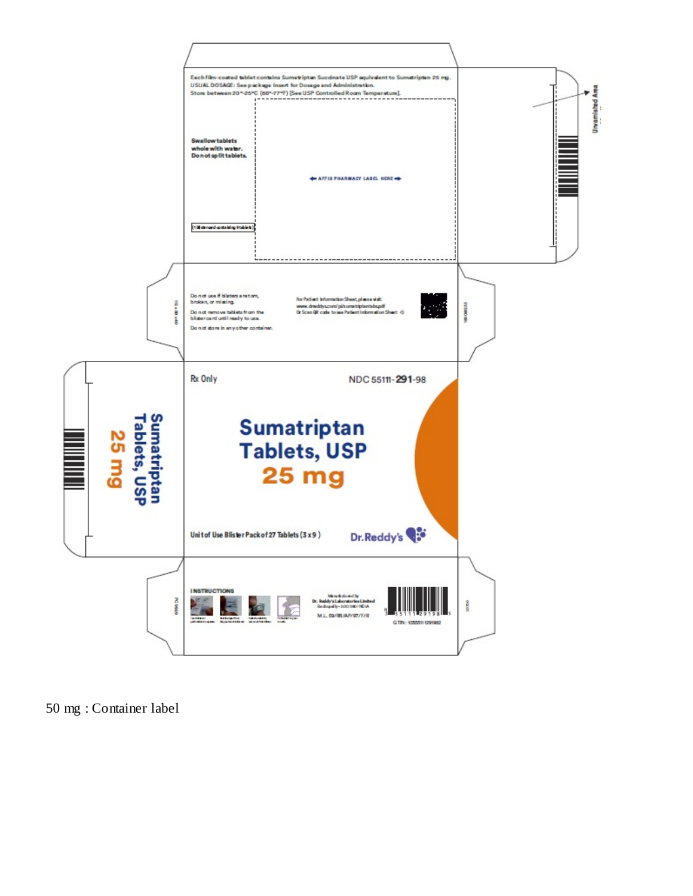Each film-coated tablet contains Sumatriptan Succinate USP equivalent to Sumatriptan 25 mg.
USUAL DOSAGE: See package insert for Dosage and Administration.
Store between 20°-25°C (68°-77°F) [See USP Controlled Room Temperature].

Swallow tablets whole with water.
Do not split tablets.

AFFIX PHARMACY LABEL HERE

(1 Blister card containing 9 tablets)

Unvarnished Area

Do not use if blisters are torn, broken, or missing.

Do not remove tablets from the blister card until ready to use.

Do not store in any other container.

For Patient Information Sheet, please visit:
www.drreddys.com/pi/sumatriptantabs.pdf
Or Scan QR code to see Patient Information Sheet

Rx Only

NDC 55111-**291**-98

**Sumatriptan Tablets, USP**

**25 mg**

Unit of Use Blister Pack of 27 Tablets (3 x 9)

Dr.Reddy's

**Sumatriptan Tablets, USP 25 mg**

INSTRUCTIONS

Manufactured by:
Dr. Reddy's Laboratories Limited
Bachupally – 500 090 INDIA

M.L. 59/RR/AP/97/F/R

GTIN: 10355111291982

50 mg : Container label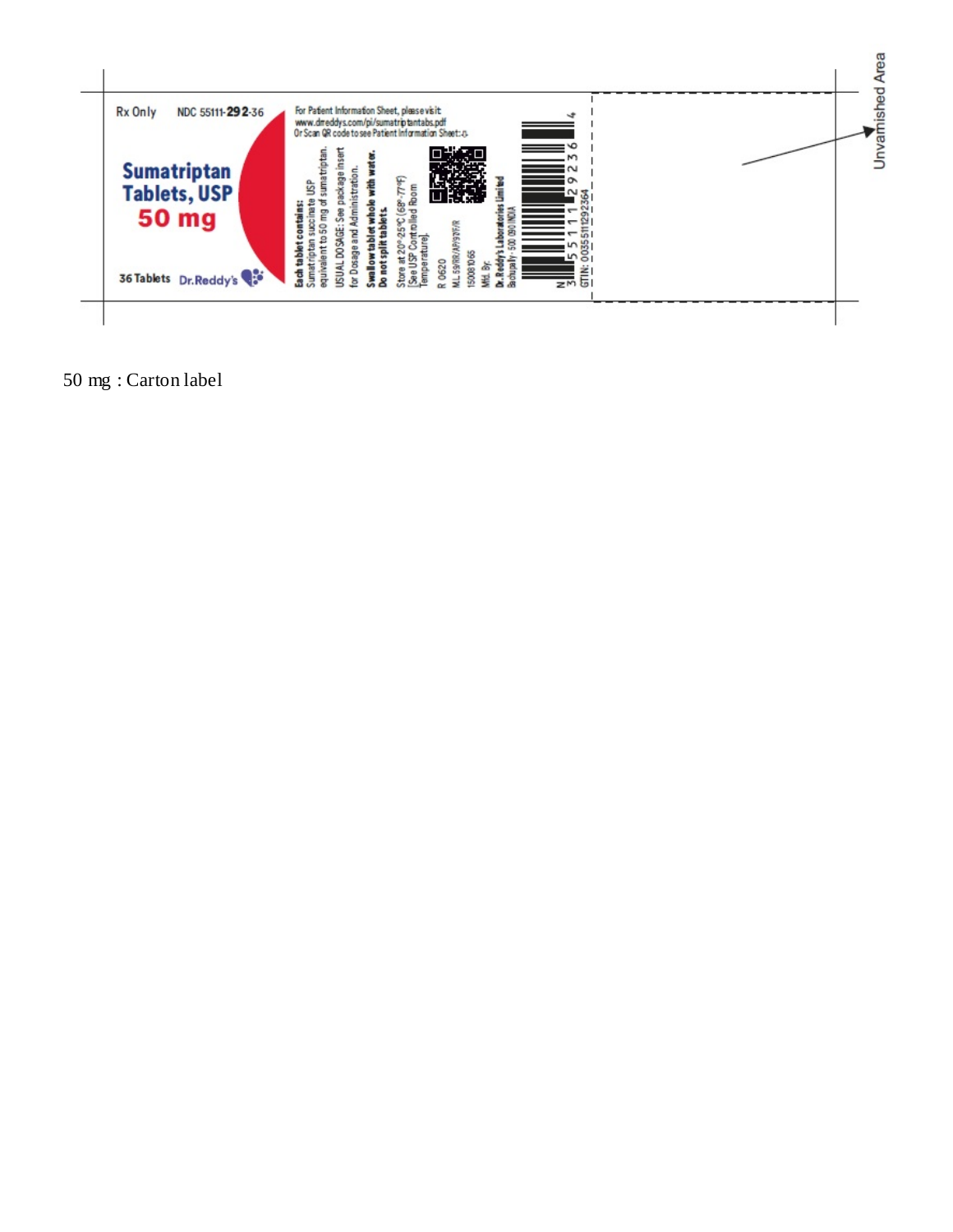Rx Only NDC 55111-**292**-36

**Sumatriptan Tablets, USP**

**50 mg**

36 Tablets Dr.Reddy's

For Patient Information Sheet, please visit: www.drreddys.com/pi/sumatriptantabs.pdf
Or Scan QR code to see Patient Information Sheet:

**Each tablet contains:** Sumatriptan succinate USP equivalent to 50 mg of sumatriptan.

USUAL DOSAGE: See package insert for Dosage and Administration.

**Swallow tablet whole with water. Do not split tablets.**

Store at 20°-25°C (68°-77°F) [See USP Controlled Room Temperature].

R 0620

M.L 59/RR/AP/97/F/R

15008066

Mfd. By:

**Dr. Reddy's Laboratories Limited**
Bachupally - 500 090 INDIA

N 3 55111 29236 4

GTIN: 00355111292364

Unvarnished Area

50 mg : Carton label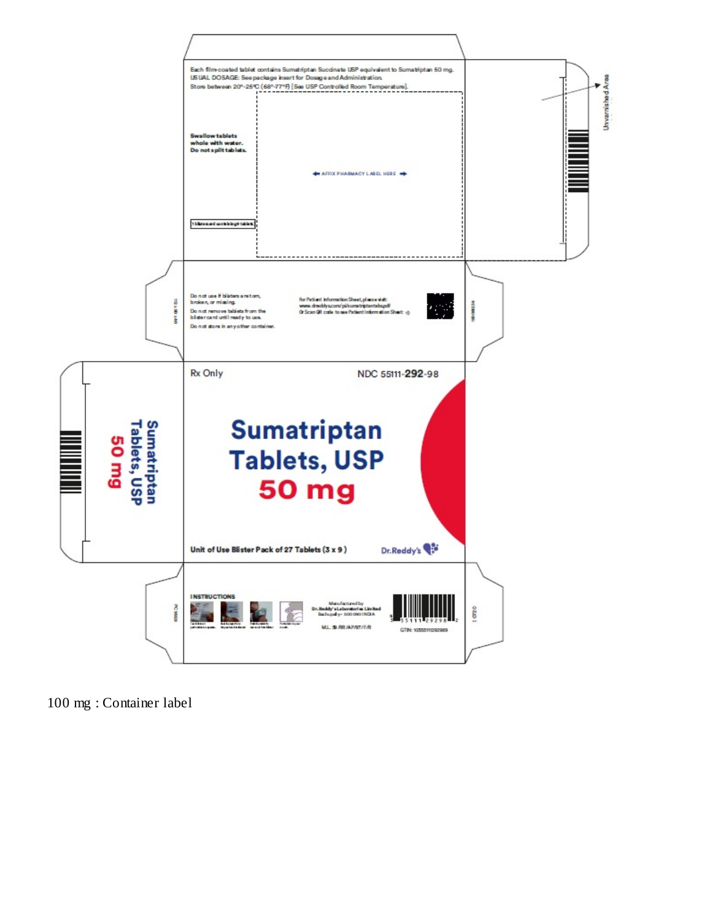Each film-coated tablet contains Sumatriptan Succinate USP equivalent to Sumatriptan 50 mg.
USUAL DOSAGE: See package insert for Dosage and Administration.
Store between 20°-25°C (68°-77°F) [See USP Controlled Room Temperature].

**Swallow tablets whole with water. Do not split tablets.**

← AFFIX PHARMACY LABEL HERE →

1 blistercard containing 9 tablets

Unvarnished Area

Do not use if blisters are torn, broken, or missing.
Do not remove tablets from the blister card until ready to use.
Do not store in any other container.

For Patient Information Sheet, please visit:
www.drreddys.com/pi/sumatriptantabs.pdf
Or Scan QR code to see Patient Information Sheet

Rx Only

NDC 55111-**292**-98

# Sumatriptan Tablets, USP 50 mg

**Unit of Use Blister Pack of 27 Tablets (3 x 9)**

Dr.Reddy's

**Sumatriptan Tablets, USP 50 mg**

**INSTRUCTIONS**

Manufactured by
Dr. Reddy's Laboratories Limited
Bachupally – 500 090 INDIA

M.L. 18/RR/AP/97/F/R

GTIN: 10355111292989

100 mg : Container label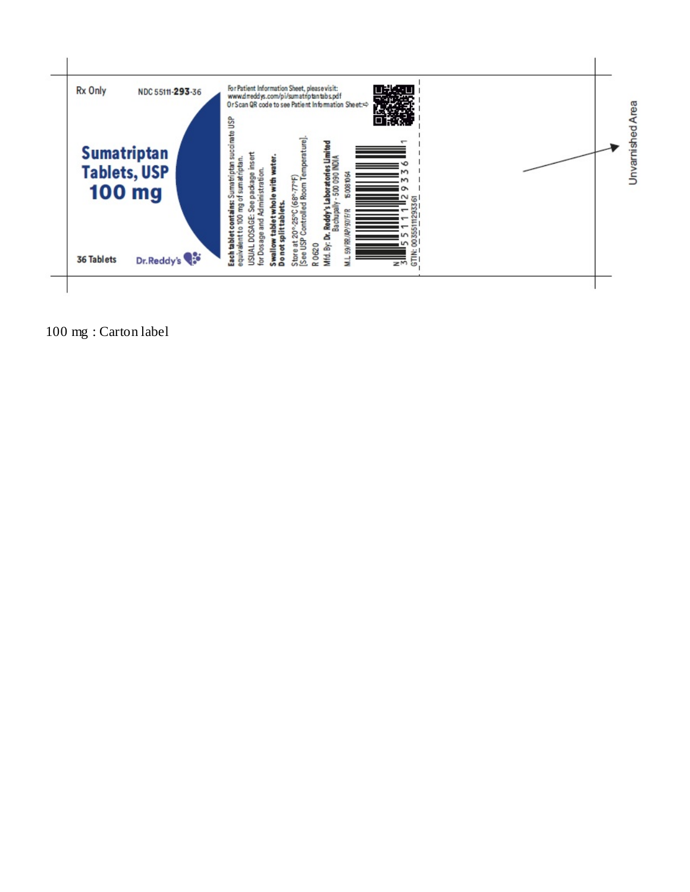Rx Only

NDC 55111-**293**-36

**Sumatriptan Tablets, USP 100 mg**

36 Tablets

Dr.Reddy's

**Each tablet contains:** Sumatriptan succinate USP equivalent to 100 mg of sumatriptan.

USUAL DOSAGE: See package insert for Dosage and Administration.

**Swallow tablet whole with water. Do not split tablets.**

Store at 20°-25°C (68°-77°F) [See USP Controlled Room Temperature].

R 0620

Mfd. By: **Dr. Reddy's Laboratories Limited** Bachupally - 500 090 INDIA

M.L. 59/RR/AP/97/F/R 15081064

For Patient Information Sheet, please visit: www.drreddys.com/pi/sumatriptantabs.pdf

Or Scan QR code to see Patient Information Sheet:⇨

N 3 55111 29336 1

GTIN: 00355111293361

Unvarnished Area

100 mg : Carton label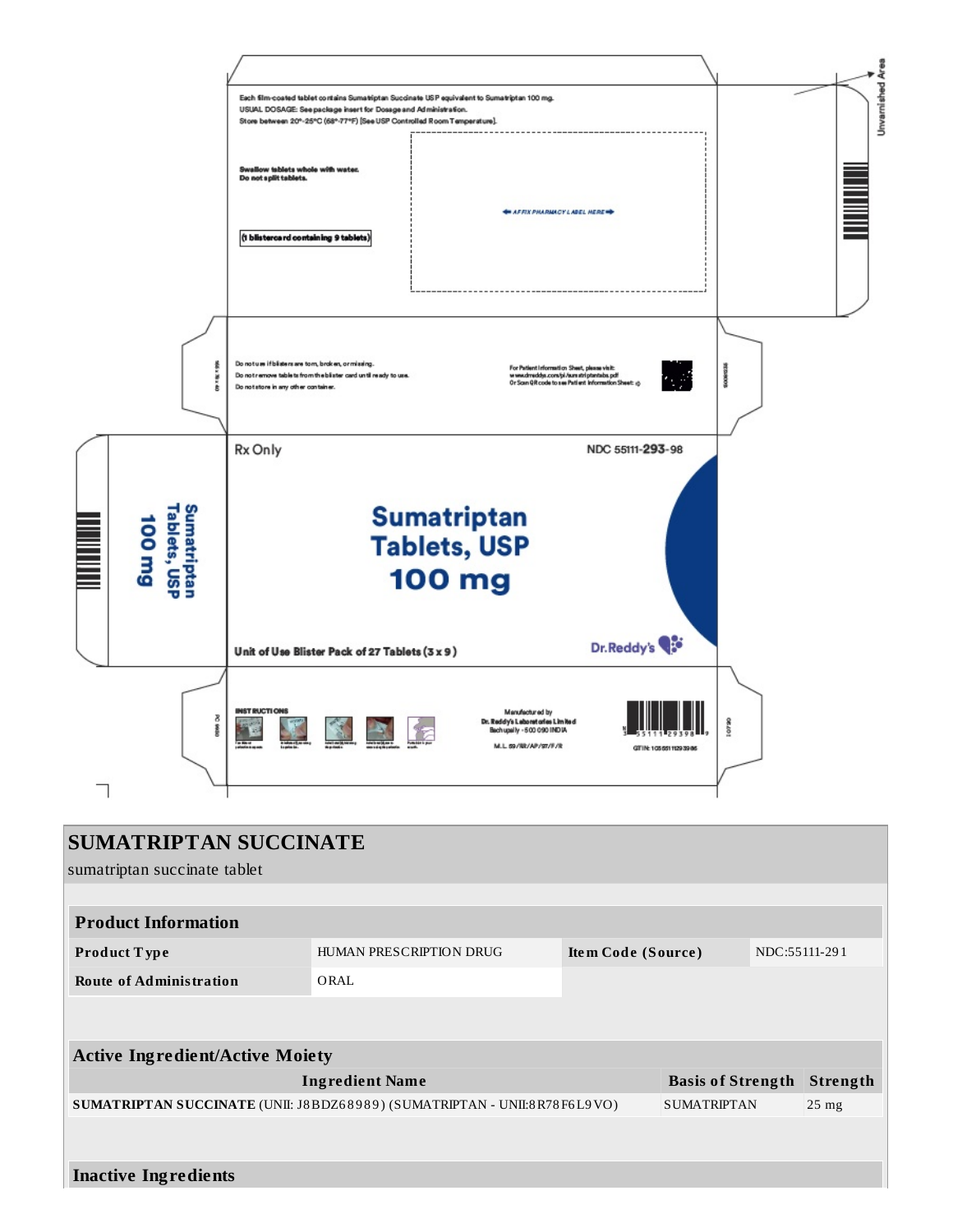Each film-coated tablet contains Sumatriptan Succinate USP equivalent to Sumatriptan 100 mg.
USUAL DOSAGE: See package insert for Dosage and Administration.
Store between 20°-25°C (68°-77°F) [See USP Controlled Room Temperature].

Swallow tablets whole with water.
Do not split tablets.

(1 blistercard containing 9 tablets)

AFFIX PHARMACY LABEL HERE

Unvarnished Area

Do not use if blisters are torn, broken, or missing.
Do not remove tablets from the blister card until ready to use.
Do not store in any other container.

For Patient Information Sheet, please visit:
www.drreddys.com/pi/sumatriptantabs.pdf
Or Scan QR code to see Patient Information Sheet

Rx Only

NDC 55111-293-98

Sumatriptan Tablets, USP 100 mg

Unit of Use Blister Pack of 27 Tablets (3 x 9)

Dr.Reddy's

Sumatriptan Tablets, USP 100 mg

INSTRUCTIONS

Manufactured by
Dr. Reddy's Laboratories Limited
Bachupally - 500 090 INDIA

M.L. 59/RR/AP/97/F/R

GTIN: 10355111293986

## SUMATRIPTAN SUCCINATE

sumatriptan succinate tablet

| Product Information | | | |
|---|---|---|---|
| **Product Type** | HUMAN PRESCRIPTION DRUG | **Item Code (Source)** | NDC:55111-291 |
| **Route of Administration** | ORAL | | |

| Active Ingredient/Active Moiety | | |
|---|---|---|
| **Ingredient Name** | **Basis of Strength** | **Strength** |
| **SUMATRIPTAN SUCCINATE** (UNII: J8BDZ68989) (SUMATRIPTAN - UNII:8R78F6L9VO) | SUMATRIPTAN | 25 mg |

**Inactive Ingredients**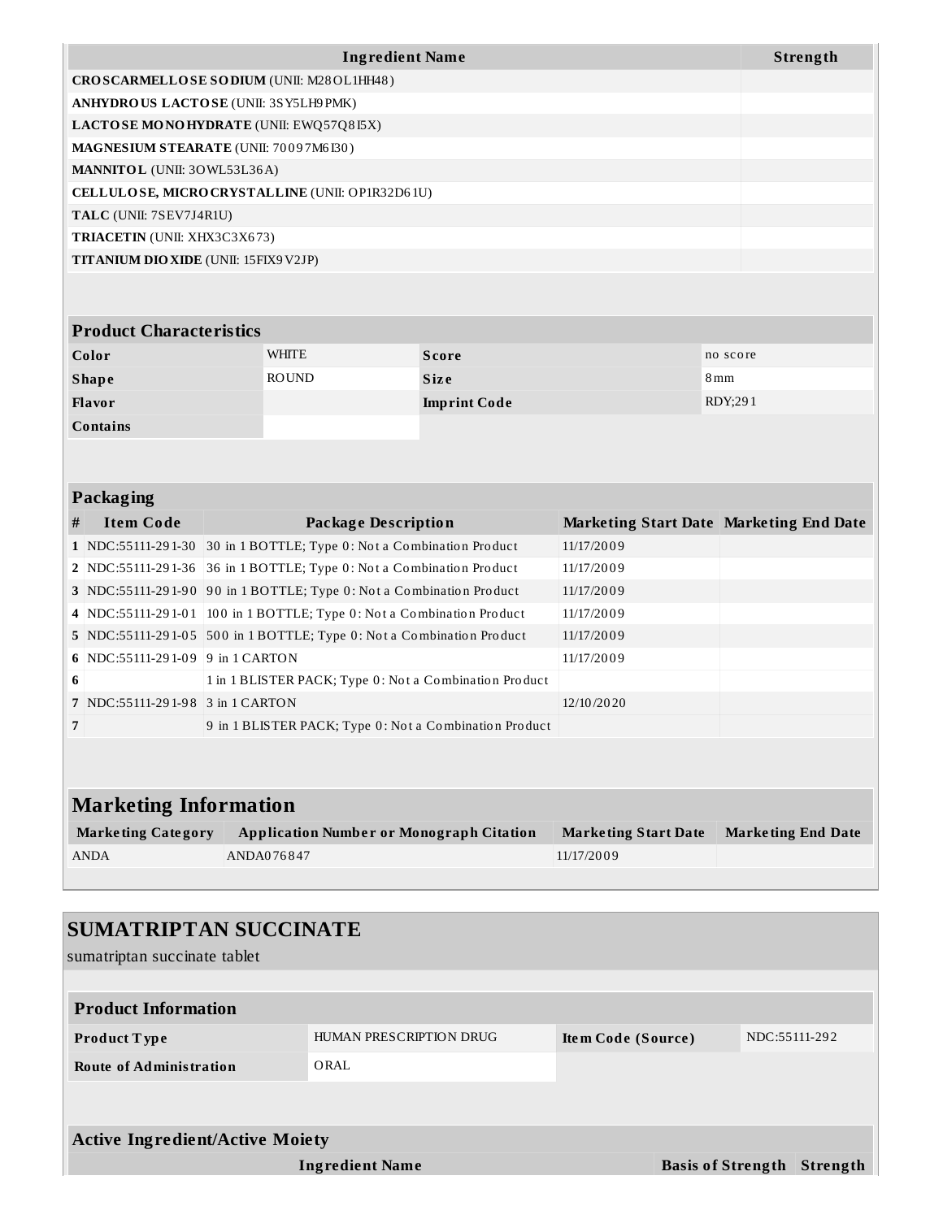| Ingredient Name | Strength |
|---|---|
| **CROSCARMELLOSE SODIUM** (UNII: M28OL1HH48) | |
| **ANHYDROUS LACTOSE** (UNII: 3SY5LH9PMK) | |
| **LACTOSE MONOHYDRATE** (UNII: EWQ57Q8I5X) | |
| **MAGNESIUM STEARATE** (UNII: 70097M6I30) | |
| **MANNITOL** (UNII: 3OWL53L36A) | |
| **CELLULOSE, MICROCRYSTALLINE** (UNII: OP1R32D61U) | |
| **TALC** (UNII: 7SEV7J4R1U) | |
| **TRIACETIN** (UNII: XHX3C3X673) | |
| **TITANIUM DIOXIDE** (UNII: 15FIX9V2JP) | |

| Product Characteristics | | | |
|---|---|---|---|
| **Color** | WHITE | **Score** | no score |
| **Shape** | ROUND | **Size** | 8mm |
| **Flavor** | | **Imprint Code** | RDY;291 |
| **Contains** | | | |

| Packaging | | | | |
|---|---|---|---|---|
| **#** | **Item Code** | **Package Description** | **Marketing Start Date** | **Marketing End Date** |
| 1 | NDC:55111-291-30 | 30 in 1 BOTTLE; Type 0: Not a Combination Product | 11/17/2009 | |
| 2 | NDC:55111-291-36 | 36 in 1 BOTTLE; Type 0: Not a Combination Product | 11/17/2009 | |
| 3 | NDC:55111-291-90 | 90 in 1 BOTTLE; Type 0: Not a Combination Product | 11/17/2009 | |
| 4 | NDC:55111-291-01 | 100 in 1 BOTTLE; Type 0: Not a Combination Product | 11/17/2009 | |
| 5 | NDC:55111-291-05 | 500 in 1 BOTTLE; Type 0: Not a Combination Product | 11/17/2009 | |
| 6 | NDC:55111-291-09 | 9 in 1 CARTON | 11/17/2009 | |
| 6 | | 1 in 1 BLISTER PACK; Type 0: Not a Combination Product | | |
| 7 | NDC:55111-291-98 | 3 in 1 CARTON | 12/10/2020 | |
| 7 | | 9 in 1 BLISTER PACK; Type 0: Not a Combination Product | | |

| Marketing Information | | | |
|---|---|---|---|
| **Marketing Category** | **Application Number or Monograph Citation** | **Marketing Start Date** | **Marketing End Date** |
| ANDA | ANDA076847 | 11/17/2009 | |

## SUMATRIPTAN SUCCINATE

sumatriptan succinate tablet

| Product Information | | | |
|---|---|---|---|
| **Product Type** | HUMAN PRESCRIPTION DRUG | **Item Code (Source)** | NDC:55111-292 |
| **Route of Administration** | ORAL | | |

| Active Ingredient/Active Moiety | | |
|---|---|---|
| **Ingredient Name** | **Basis of Strength** | **Strength** |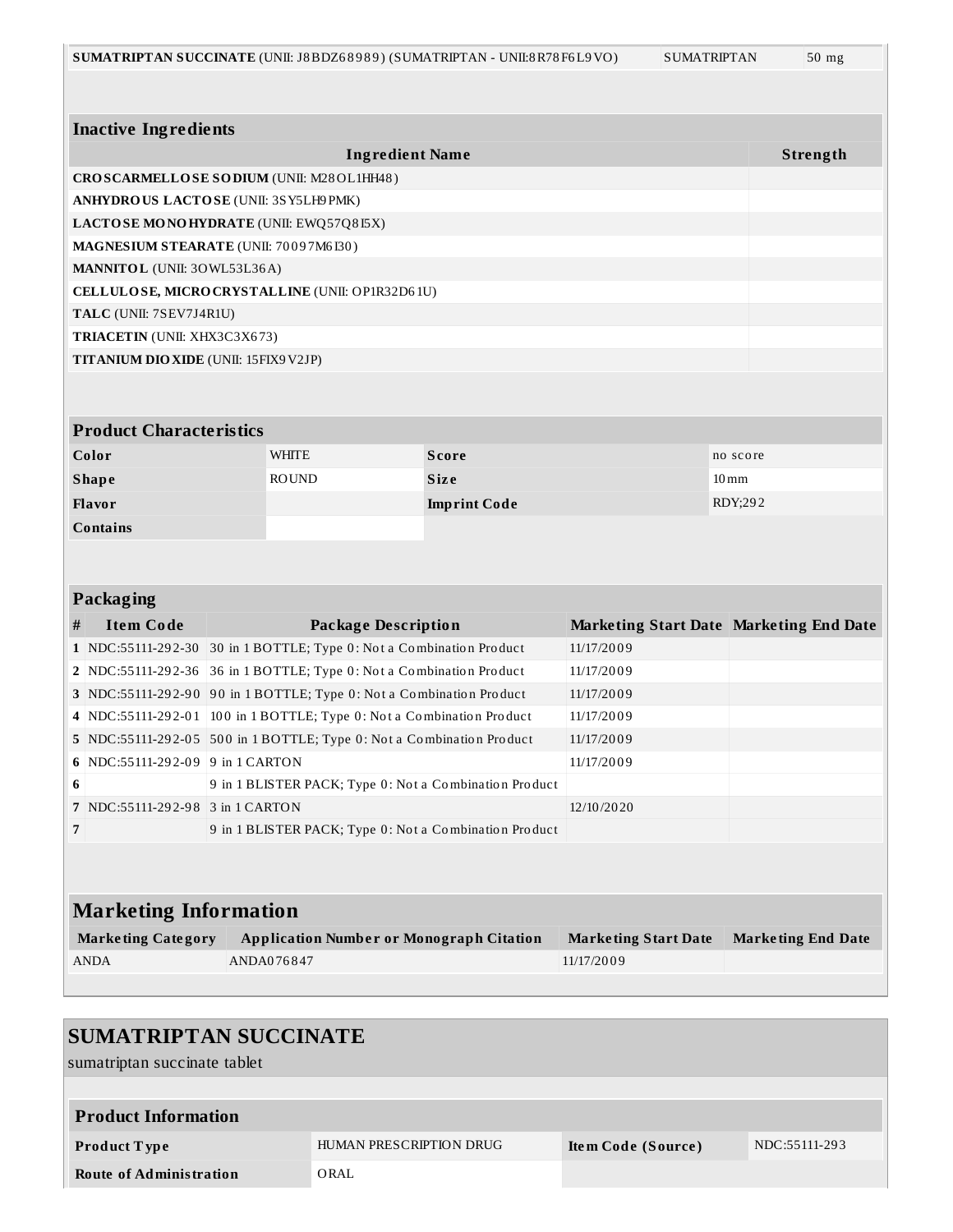| | | |
|---|---|---|
| **SUMATRIPTAN SUCCINATE** (UNII: J8BDZ68989) (SUMATRIPTAN - UNII:8R78F6L9VO) | SUMATRIPTAN | 50 mg |

### Inactive Ingredients

| Ingredient Name | Strength |
|---|---|
| **CROSCARMELLOSE SODIUM** (UNII: M28OL1HH48) | |
| **ANHYDROUS LACTOSE** (UNII: 3SY5LH9PMK) | |
| **LACTOSE MONOHYDRATE** (UNII: EWQ57Q8I5X) | |
| **MAGNESIUM STEARATE** (UNII: 70097M6I30) | |
| **MANNITOL** (UNII: 3OWL53L36A) | |
| **CELLULOSE, MICROCRYSTALLINE** (UNII: OP1R32D61U) | |
| **TALC** (UNII: 7SEV7J4R1U) | |
| **TRIACETIN** (UNII: XHX3C3X673) | |
| **TITANIUM DIOXIDE** (UNII: 15FIX9V2JP) | |

### Product Characteristics

| | | | |
|---|---|---|---|
| **Color** | WHITE | **Score** | no score |
| **Shape** | ROUND | **Size** | 10mm |
| **Flavor** | | **Imprint Code** | RDY;292 |
| **Contains** | | | |

### Packaging

| # | Item Code | Package Description | Marketing Start Date | Marketing End Date |
|---|---|---|---|---|
| 1 | NDC:55111-292-30 | 30 in 1 BOTTLE; Type 0: Not a Combination Product | 11/17/2009 | |
| 2 | NDC:55111-292-36 | 36 in 1 BOTTLE; Type 0: Not a Combination Product | 11/17/2009 | |
| 3 | NDC:55111-292-90 | 90 in 1 BOTTLE; Type 0: Not a Combination Product | 11/17/2009 | |
| 4 | NDC:55111-292-01 | 100 in 1 BOTTLE; Type 0: Not a Combination Product | 11/17/2009 | |
| 5 | NDC:55111-292-05 | 500 in 1 BOTTLE; Type 0: Not a Combination Product | 11/17/2009 | |
| 6 | NDC:55111-292-09 | 9 in 1 CARTON | 11/17/2009 | |
| 6 | | 9 in 1 BLISTER PACK; Type 0: Not a Combination Product | | |
| 7 | NDC:55111-292-98 | 3 in 1 CARTON | 12/10/2020 | |
| 7 | | 9 in 1 BLISTER PACK; Type 0: Not a Combination Product | | |

### Marketing Information

| Marketing Category | Application Number or Monograph Citation | Marketing Start Date | Marketing End Date |
|---|---|---|---|
| ANDA | ANDA076847 | 11/17/2009 | |

## SUMATRIPTAN SUCCINATE

sumatriptan succinate tablet

### Product Information

| | | | |
|---|---|---|---|
| **Product Type** | HUMAN PRESCRIPTION DRUG | **Item Code (Source)** | NDC:55111-293 |
| **Route of Administration** | ORAL | | |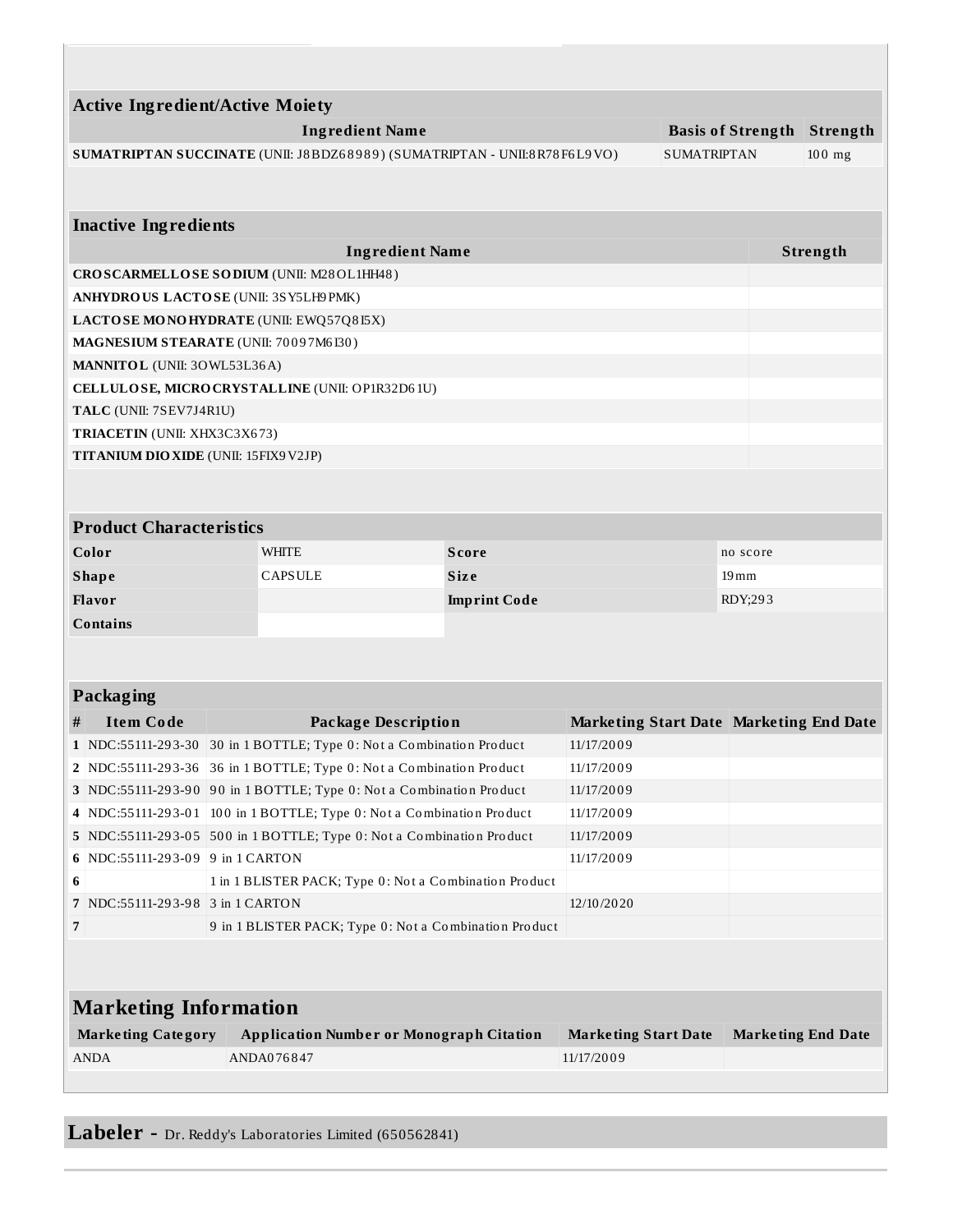| Active Ingredient/Active Moiety | | |
|---|---|---|
| **Ingredient Name** | **Basis of Strength** | **Strength** |
| **SUMATRIPTAN SUCCINATE** (UNII: J8BDZ68989) (SUMATRIPTAN - UNII:8R78F6L9VO) | SUMATRIPTAN | 100 mg |

| Inactive Ingredients | |
|---|---|
| **Ingredient Name** | **Strength** |
| **CROSCARMELLOSE SODIUM** (UNII: M28OL1HH48) | |
| **ANHYDROUS LACTOSE** (UNII: 3SY5LH9PMK) | |
| **LACTOSE MONOHYDRATE** (UNII: EWQ57Q8I5X) | |
| **MAGNESIUM STEARATE** (UNII: 70097M6I30) | |
| **MANNITOL** (UNII: 3OWL53L36A) | |
| **CELLULOSE, MICROCRYSTALLINE** (UNII: OP1R32D61U) | |
| **TALC** (UNII: 7SEV7J4R1U) | |
| **TRIACETIN** (UNII: XHX3C3X673) | |
| **TITANIUM DIOXIDE** (UNII: 15FIX9V2JP) | |

| Product Characteristics | | | |
|---|---|---|---|
| **Color** | WHITE | **Score** | no score |
| **Shape** | CAPSULE | **Size** | 19mm |
| **Flavor** | | **Imprint Code** | RDY;293 |
| **Contains** | | | |

| Packaging | | | | |
|---|---|---|---|---|
| **#** | **Item Code** | **Package Description** | **Marketing Start Date** | **Marketing End Date** |
| **1** | NDC:55111-293-30 | 30 in 1 BOTTLE; Type 0: Not a Combination Product | 11/17/2009 | |
| **2** | NDC:55111-293-36 | 36 in 1 BOTTLE; Type 0: Not a Combination Product | 11/17/2009 | |
| **3** | NDC:55111-293-90 | 90 in 1 BOTTLE; Type 0: Not a Combination Product | 11/17/2009 | |
| **4** | NDC:55111-293-01 | 100 in 1 BOTTLE; Type 0: Not a Combination Product | 11/17/2009 | |
| **5** | NDC:55111-293-05 | 500 in 1 BOTTLE; Type 0: Not a Combination Product | 11/17/2009 | |
| **6** | NDC:55111-293-09 | 9 in 1 CARTON | 11/17/2009 | |
| **6** | | 1 in 1 BLISTER PACK; Type 0: Not a Combination Product | | |
| **7** | NDC:55111-293-98 | 3 in 1 CARTON | 12/10/2020 | |
| **7** | | 9 in 1 BLISTER PACK; Type 0: Not a Combination Product | | |

| Marketing Information | | | |
|---|---|---|---|
| **Marketing Category** | **Application Number or Monograph Citation** | **Marketing Start Date** | **Marketing End Date** |
| ANDA | ANDA076847 | 11/17/2009 | |

**Labeler -** Dr. Reddy's Laboratories Limited (650562841)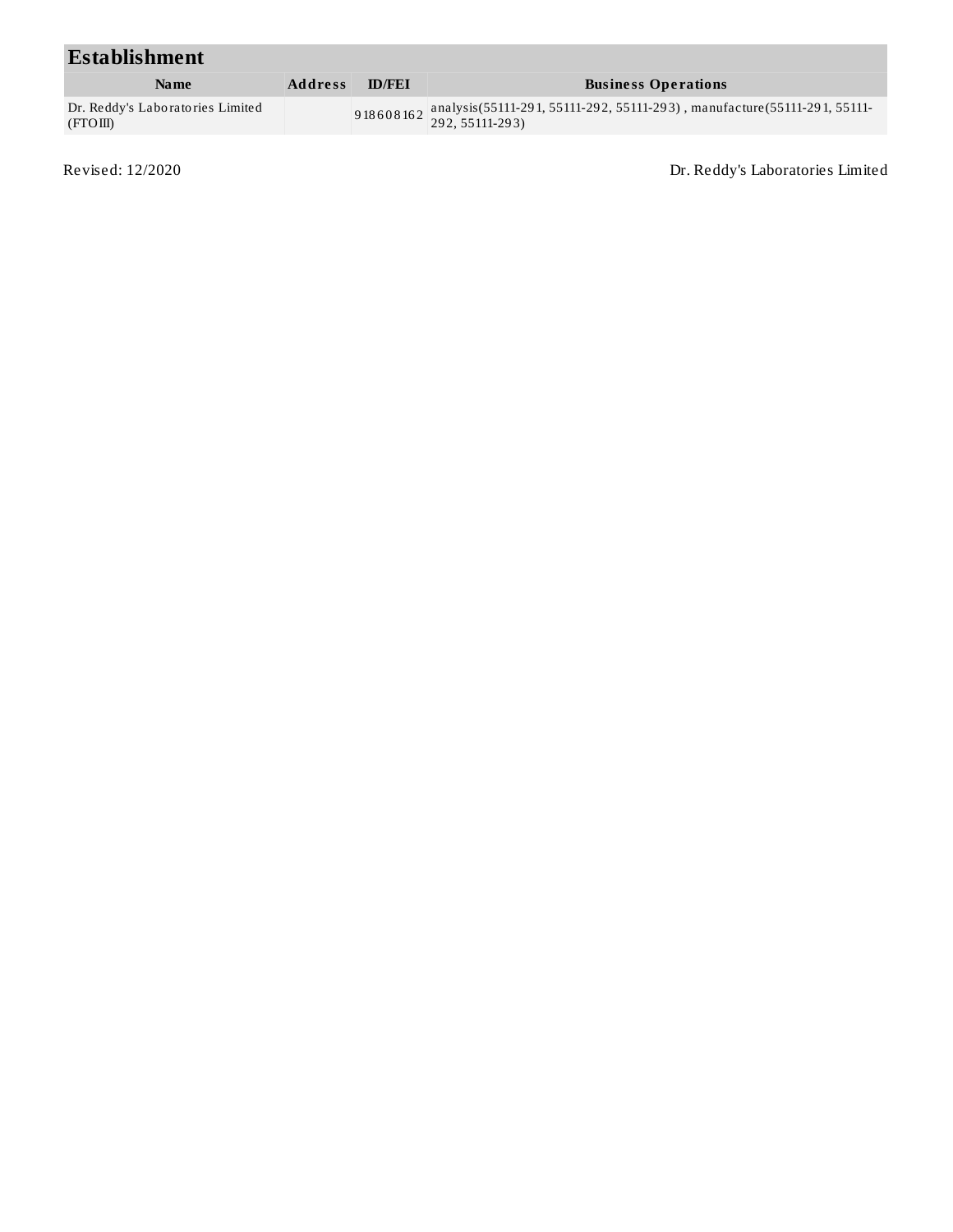## Establishment

| Name | Address | ID/FEI | Business Operations |
|---|---|---|---|
| Dr. Reddy's Laboratories Limited (FTOIII) | | 918608162 | analysis(55111-291, 55111-292, 55111-293) , manufacture(55111-291, 55111-292, 55111-293) |

Revised: 12/2020

Dr. Reddy's Laboratories Limited